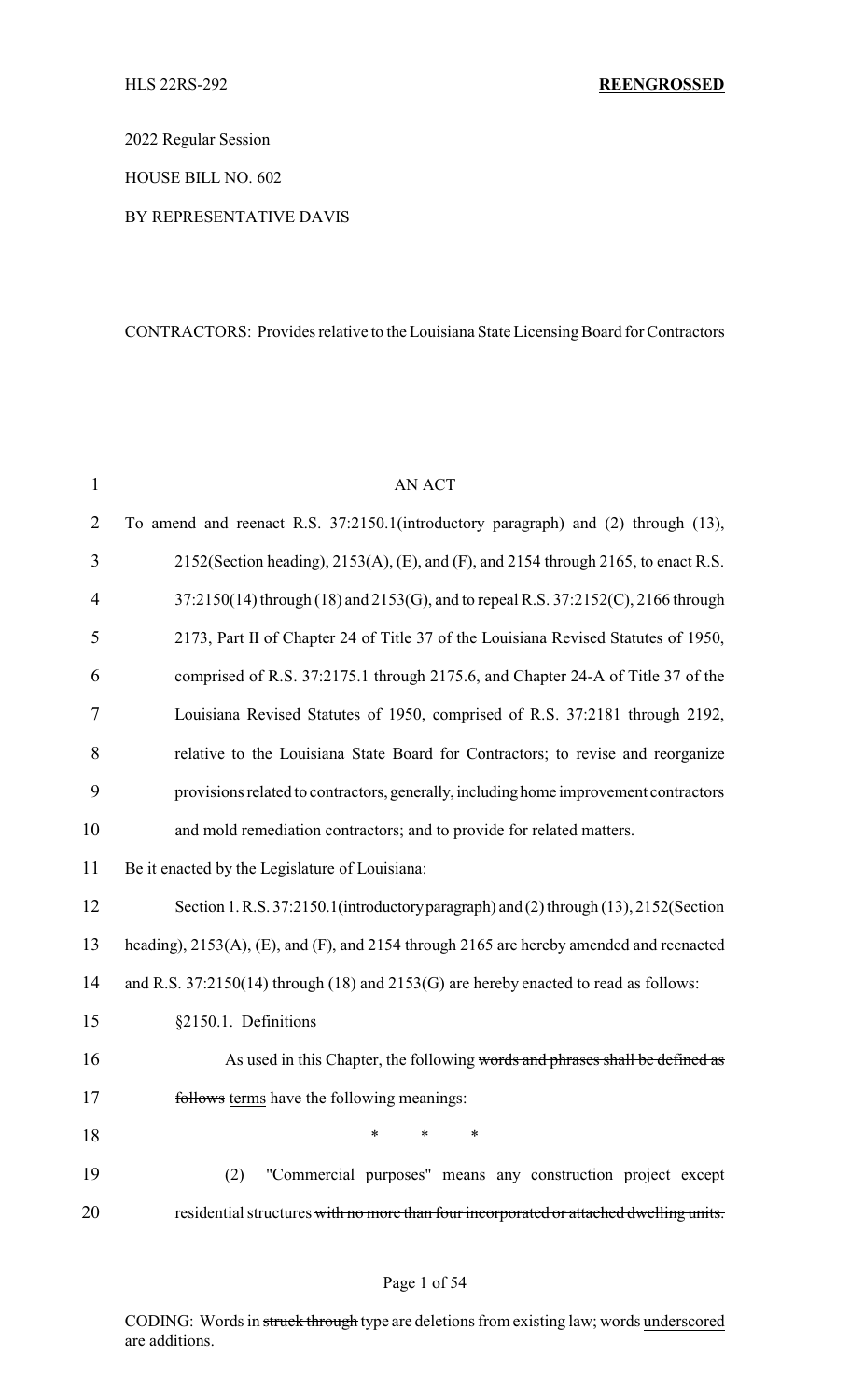2022 Regular Session

HOUSE BILL NO. 602

BY REPRESENTATIVE DAVIS

CONTRACTORS: Provides relative to the Louisiana State Licensing Board for Contractors

AN ACT

To amend and reenact R.S. 37:2150.1(introductory paragraph) and (2) through (13), 2152(Section heading), 2153(A), (E), and (F), and 2154 through 2165, to enact R.S. 37:2150(14) through (18) and 2153(G), and to repeal R.S. 37:2152(C), 2166 through 2173, Part II of Chapter 24 of Title 37 of the Louisiana Revised Statutes of 1950, comprised of R.S. 37:2175.1 through 2175.6, and Chapter 24-A of Title 37 of the Louisiana Revised Statutes of 1950, comprised of R.S. 37:2181 through 2192, relative to the Louisiana State Board for Contractors; to revise and reorganize provisions related to contractors, generally, including home improvement contractors and mold remediation contractors; and to provide for related matters.

Be it enacted by the Legislature of Louisiana:

Section 1. R.S. 37:2150.1(introductory paragraph) and (2) through (13), 2152(Section heading), 2153(A), (E), and (F), and 2154 through 2165 are hereby amended and reenacted and R.S. 37:2150(14) through (18) and 2153(G) are hereby enacted to read as follows:

§2150.1. Definitions

As used in this Chapter, the following ~~words and phrases shall be defined as follows~~ terms have the following meanings:

\* \* \*

(2) "Commercial purposes" means any construction project except residential structures ~~with no more than four incorporated or attached dwelling units.~~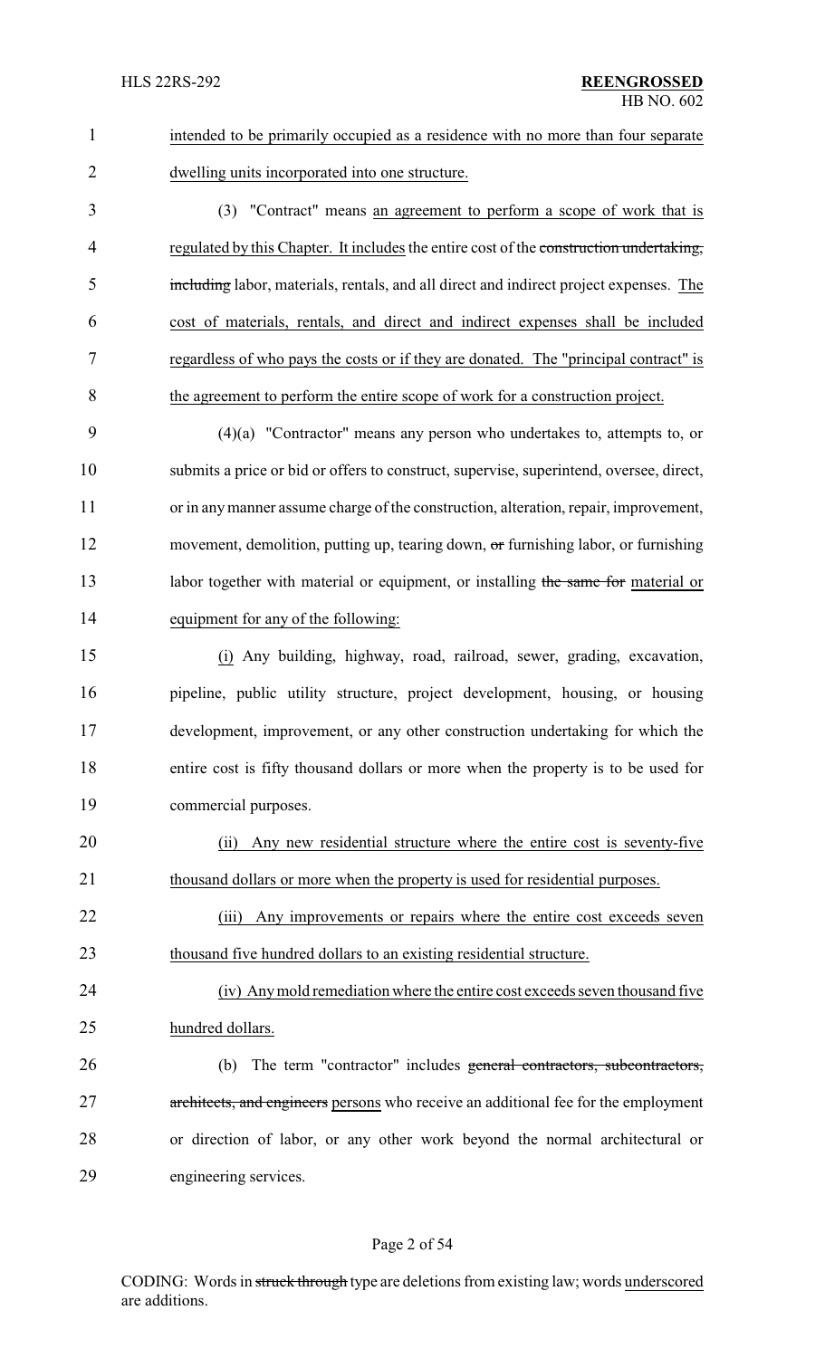intended to be primarily occupied as a residence with no more than four separate dwelling units incorporated into one structure.

(3) "Contract" means an agreement to perform a scope of work that is regulated by this Chapter. It includes the entire cost of the construction undertaking, including labor, materials, rentals, and all direct and indirect project expenses. The cost of materials, rentals, and direct and indirect expenses shall be included regardless of who pays the costs or if they are donated. The "principal contract" is the agreement to perform the entire scope of work for a construction project.

(4)(a) "Contractor" means any person who undertakes to, attempts to, or submits a price or bid or offers to construct, supervise, superintend, oversee, direct, or in any manner assume charge of the construction, alteration, repair, improvement, movement, demolition, putting up, tearing down, or furnishing labor, or furnishing labor together with material or equipment, or installing the same for material or equipment for any of the following:

(i) Any building, highway, road, railroad, sewer, grading, excavation, pipeline, public utility structure, project development, housing, or housing development, improvement, or any other construction undertaking for which the entire cost is fifty thousand dollars or more when the property is to be used for commercial purposes.

(ii) Any new residential structure where the entire cost is seventy-five thousand dollars or more when the property is used for residential purposes.

(iii) Any improvements or repairs where the entire cost exceeds seven thousand five hundred dollars to an existing residential structure.

(iv) Any mold remediation where the entire cost exceeds seven thousand five hundred dollars.

(b) The term "contractor" includes general contractors, subcontractors, architects, and engineers persons who receive an additional fee for the employment or direction of labor, or any other work beyond the normal architectural or engineering services.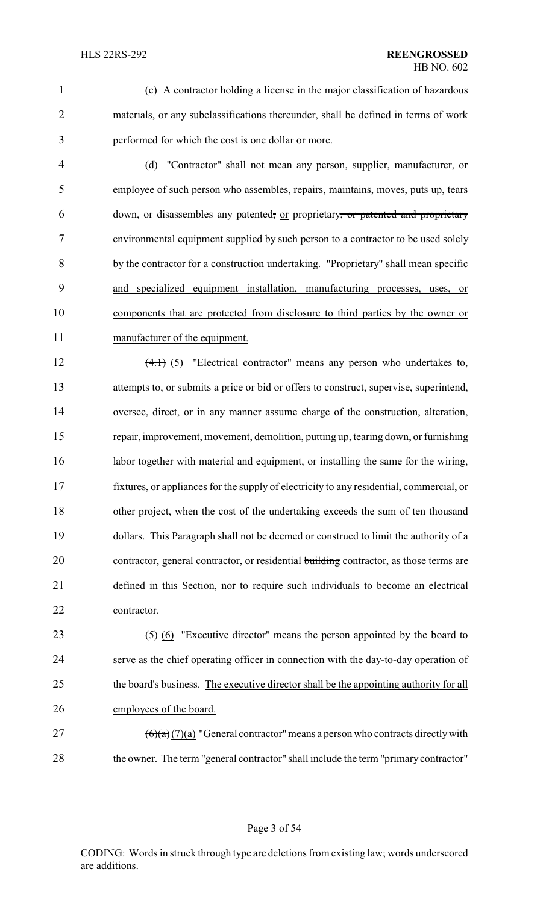(c) A contractor holding a license in the major classification of hazardous materials, or any subclassifications thereunder, shall be defined in terms of work performed for which the cost is one dollar or more.

(d) "Contractor" shall not mean any person, supplier, manufacturer, or employee of such person who assembles, repairs, maintains, moves, puts up, tears down, or disassembles any patented, or proprietary, or patented and proprietary environmental equipment supplied by such person to a contractor to be used solely by the contractor for a construction undertaking. "Proprietary" shall mean specific and specialized equipment installation, manufacturing processes, uses, or components that are protected from disclosure to third parties by the owner or manufacturer of the equipment.

(4.1) (5) "Electrical contractor" means any person who undertakes to, attempts to, or submits a price or bid or offers to construct, supervise, superintend, oversee, direct, or in any manner assume charge of the construction, alteration, repair, improvement, movement, demolition, putting up, tearing down, or furnishing labor together with material and equipment, or installing the same for the wiring, fixtures, or appliances for the supply of electricity to any residential, commercial, or other project, when the cost of the undertaking exceeds the sum of ten thousand dollars. This Paragraph shall not be deemed or construed to limit the authority of a contractor, general contractor, or residential building contractor, as those terms are defined in this Section, nor to require such individuals to become an electrical contractor.

(5) (6) "Executive director" means the person appointed by the board to serve as the chief operating officer in connection with the day-to-day operation of the board's business. The executive director shall be the appointing authority for all employees of the board.

(6)(a) (7)(a) "General contractor" means a person who contracts directly with the owner. The term "general contractor" shall include the term "primary contractor"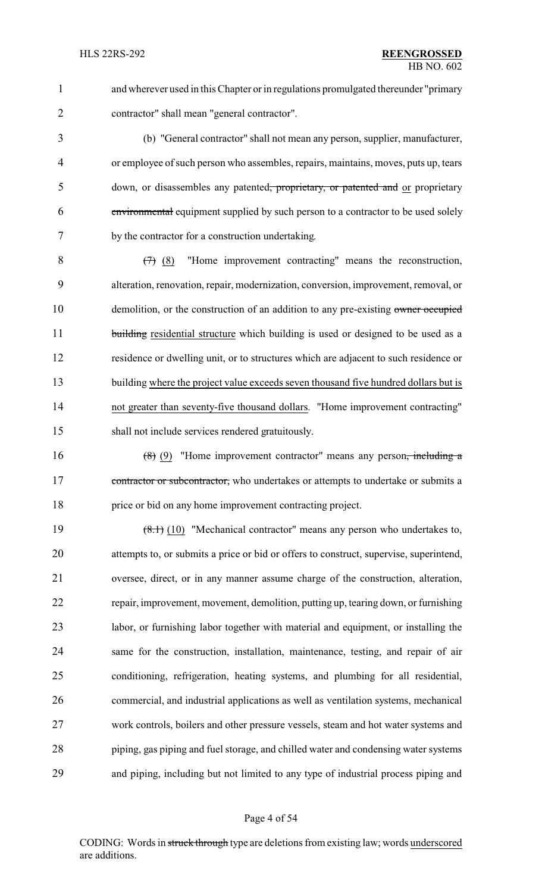and wherever used in this Chapter or in regulations promulgated thereunder "primary contractor" shall mean "general contractor".

(b) "General contractor" shall not mean any person, supplier, manufacturer, or employee of such person who assembles, repairs, maintains, moves, puts up, tears down, or disassembles any patented~~, proprietary, or patented and~~ or proprietary ~~environmental~~ equipment supplied by such person to a contractor to be used solely by the contractor for a construction undertaking.

~~(7)~~ (8) "Home improvement contracting" means the reconstruction, alteration, renovation, repair, modernization, conversion, improvement, removal, or demolition, or the construction of an addition to any pre-existing ~~owner occupied building~~ residential structure which building is used or designed to be used as a residence or dwelling unit, or to structures which are adjacent to such residence or building where the project value exceeds seven thousand five hundred dollars but is not greater than seventy-five thousand dollars. "Home improvement contracting" shall not include services rendered gratuitously.

~~(8)~~ (9) "Home improvement contractor" means any person~~, including a contractor or subcontractor,~~ who undertakes or attempts to undertake or submits a price or bid on any home improvement contracting project.

~~(8.1)~~ (10) "Mechanical contractor" means any person who undertakes to, attempts to, or submits a price or bid or offers to construct, supervise, superintend, oversee, direct, or in any manner assume charge of the construction, alteration, repair, improvement, movement, demolition, putting up, tearing down, or furnishing labor, or furnishing labor together with material and equipment, or installing the same for the construction, installation, maintenance, testing, and repair of air conditioning, refrigeration, heating systems, and plumbing for all residential, commercial, and industrial applications as well as ventilation systems, mechanical work controls, boilers and other pressure vessels, steam and hot water systems and piping, gas piping and fuel storage, and chilled water and condensing water systems and piping, including but not limited to any type of industrial process piping and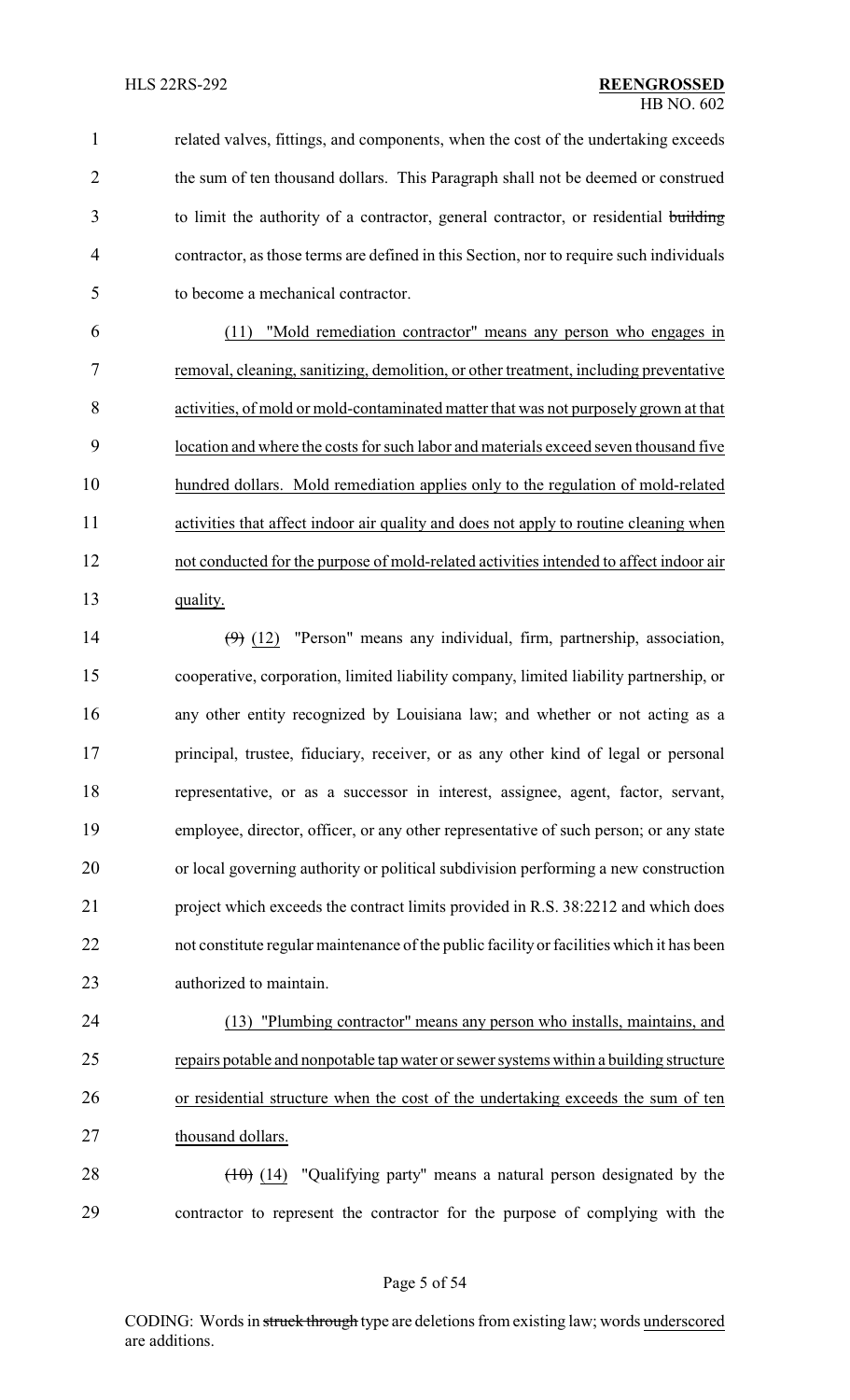related valves, fittings, and components, when the cost of the undertaking exceeds the sum of ten thousand dollars. This Paragraph shall not be deemed or construed to limit the authority of a contractor, general contractor, or residential ~~building~~ contractor, as those terms are defined in this Section, nor to require such individuals to become a mechanical contractor.

(11) "Mold remediation contractor" means any person who engages in removal, cleaning, sanitizing, demolition, or other treatment, including preventative activities, of mold or mold-contaminated matter that was not purposely grown at that location and where the costs for such labor and materials exceed seven thousand five hundred dollars. Mold remediation applies only to the regulation of mold-related activities that affect indoor air quality and does not apply to routine cleaning when not conducted for the purpose of mold-related activities intended to affect indoor air quality.

~~(9)~~ (12) "Person" means any individual, firm, partnership, association, cooperative, corporation, limited liability company, limited liability partnership, or any other entity recognized by Louisiana law; and whether or not acting as a principal, trustee, fiduciary, receiver, or as any other kind of legal or personal representative, or as a successor in interest, assignee, agent, factor, servant, employee, director, officer, or any other representative of such person; or any state or local governing authority or political subdivision performing a new construction project which exceeds the contract limits provided in R.S. 38:2212 and which does not constitute regular maintenance of the public facility or facilities which it has been authorized to maintain.

(13) "Plumbing contractor" means any person who installs, maintains, and repairs potable and nonpotable tap water or sewer systems within a building structure or residential structure when the cost of the undertaking exceeds the sum of ten thousand dollars.

~~(10)~~ (14) "Qualifying party" means a natural person designated by the contractor to represent the contractor for the purpose of complying with the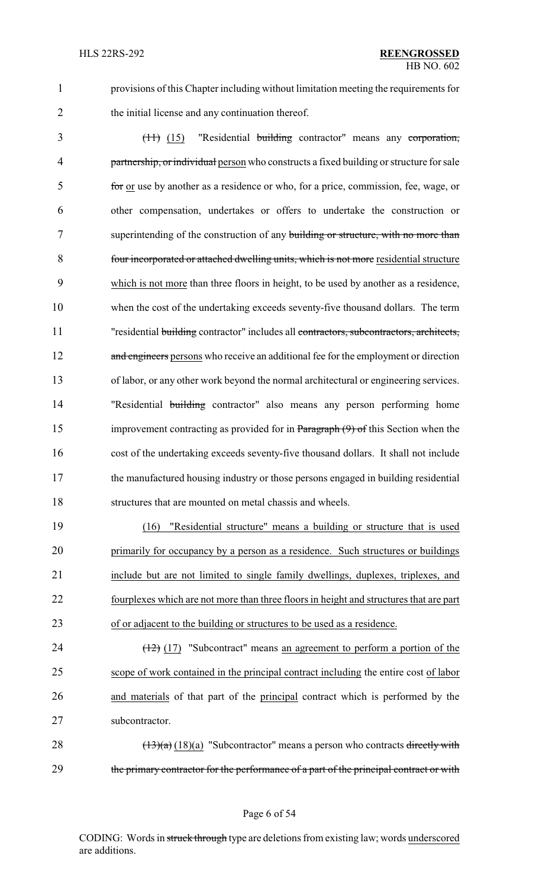provisions of this Chapter including without limitation meeting the requirements for the initial license and any continuation thereof.

~~(11)~~ (15) "Residential ~~building~~ contractor" means any ~~corporation, partnership, or individual~~ person who constructs a fixed building or structure for sale ~~for~~ or use by another as a residence or who, for a price, commission, fee, wage, or other compensation, undertakes or offers to undertake the construction or superintending of the construction of any ~~building or structure, with no more than four incorporated or attached dwelling units, which is not more~~ residential structure which is not more than three floors in height, to be used by another as a residence, when the cost of the undertaking exceeds seventy-five thousand dollars. The term "residential ~~building~~ contractor" includes all ~~contractors, subcontractors, architects, and engineers~~ persons who receive an additional fee for the employment or direction of labor, or any other work beyond the normal architectural or engineering services. "Residential ~~building~~ contractor" also means any person performing home improvement contracting as provided for in ~~Paragraph (9) of~~ this Section when the cost of the undertaking exceeds seventy-five thousand dollars. It shall not include the manufactured housing industry or those persons engaged in building residential structures that are mounted on metal chassis and wheels.

(16) "Residential structure" means a building or structure that is used primarily for occupancy by a person as a residence. Such structures or buildings include but are not limited to single family dwellings, duplexes, triplexes, and fourplexes which are not more than three floors in height and structures that are part of or adjacent to the building or structures to be used as a residence.

~~(12)~~ (17) "Subcontract" means an agreement to perform a portion of the scope of work contained in the principal contract including the entire cost of labor and materials of that part of the principal contract which is performed by the subcontractor.

~~(13)(a)~~ (18)(a) "Subcontractor" means a person who contracts ~~directly with the primary contractor for the performance of a part of the principal contract or with~~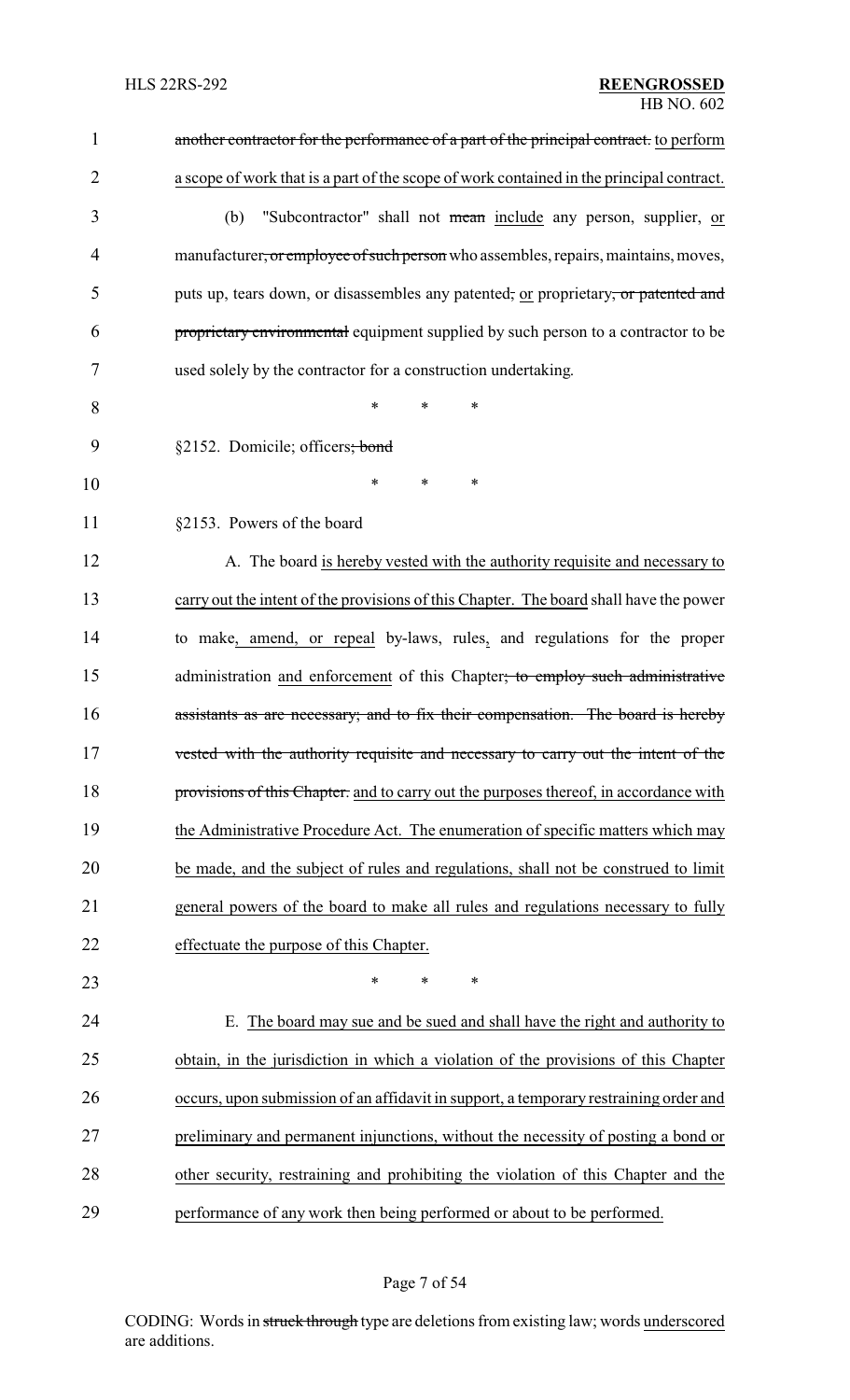another contractor for the performance of a part of the principal contract. to perform a scope of work that is a part of the scope of work contained in the principal contract.

(b) "Subcontractor" shall not mean include any person, supplier, or manufacturer, or employee of such person who assembles, repairs, maintains, moves, puts up, tears down, or disassembles any patented, or proprietary, or patented and proprietary environmental equipment supplied by such person to a contractor to be used solely by the contractor for a construction undertaking.

\* \* \*

§2152. Domicile; officers; bond

\* \* \*

§2153. Powers of the board

A. The board is hereby vested with the authority requisite and necessary to carry out the intent of the provisions of this Chapter. The board shall have the power to make, amend, or repeal by-laws, rules, and regulations for the proper administration and enforcement of this Chapter; to employ such administrative assistants as are necessary; and to fix their compensation. The board is hereby vested with the authority requisite and necessary to carry out the intent of the provisions of this Chapter. and to carry out the purposes thereof, in accordance with the Administrative Procedure Act. The enumeration of specific matters which may be made, and the subject of rules and regulations, shall not be construed to limit general powers of the board to make all rules and regulations necessary to fully effectuate the purpose of this Chapter.

\* \* \*

E. The board may sue and be sued and shall have the right and authority to obtain, in the jurisdiction in which a violation of the provisions of this Chapter occurs, upon submission of an affidavit in support, a temporary restraining order and preliminary and permanent injunctions, without the necessity of posting a bond or other security, restraining and prohibiting the violation of this Chapter and the performance of any work then being performed or about to be performed.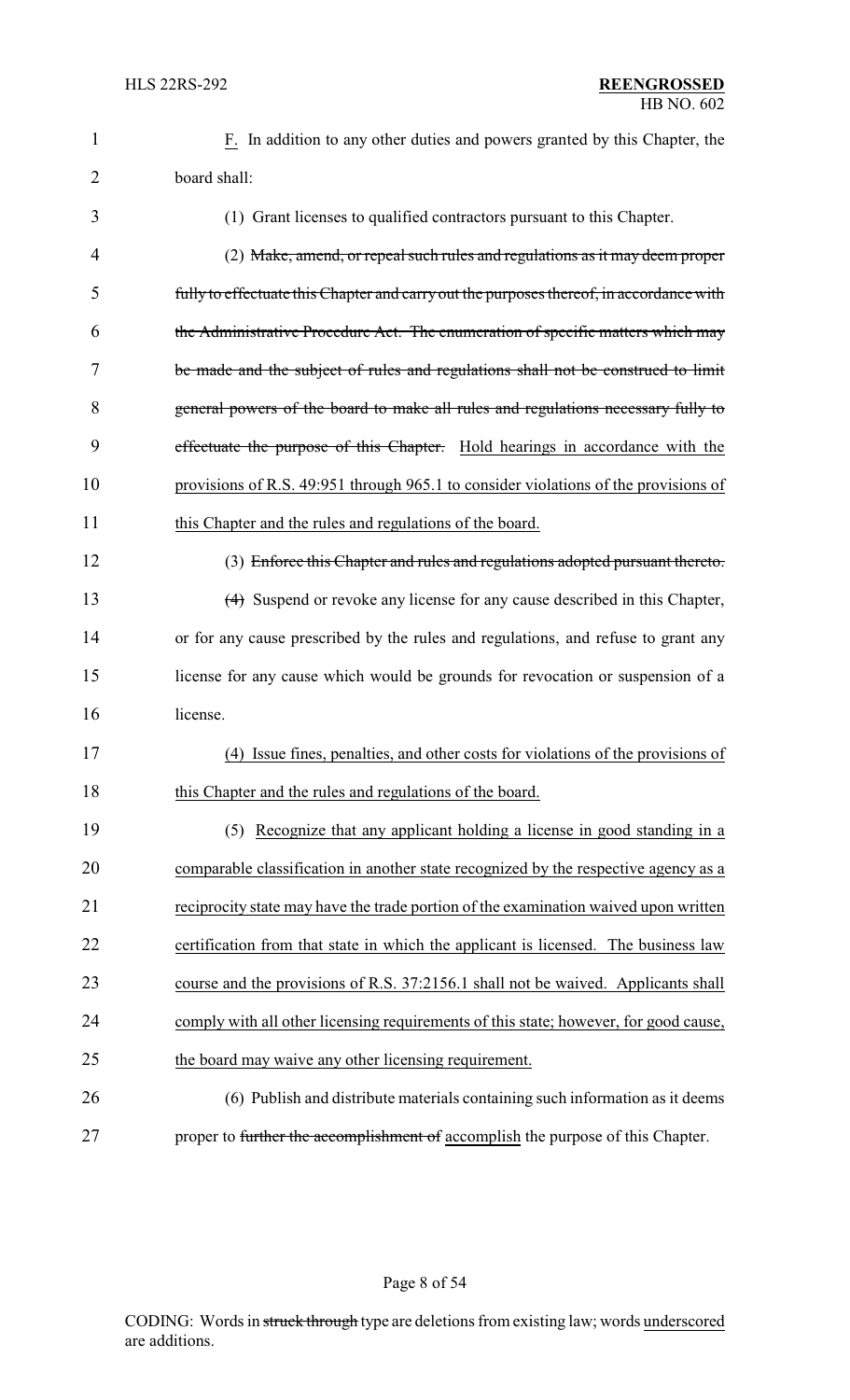<u>F.</u> In addition to any other duties and powers granted by this Chapter, the board shall:

(1) Grant licenses to qualified contractors pursuant to this Chapter.

(2) ~~Make, amend, or repeal such rules and regulations as it may deem proper fully to effectuate this Chapter and carry out the purposes thereof, in accordance with the Administrative Procedure Act. The enumeration of specific matters which may be made and the subject of rules and regulations shall not be construed to limit general powers of the board to make all rules and regulations necessary fully to effectuate the purpose of this Chapter.~~ <u>Hold hearings in accordance with the provisions of R.S. 49:951 through 965.1 to consider violations of the provisions of this Chapter and the rules and regulations of the board.</u>

(3) ~~Enforce this Chapter and rules and regulations adopted pursuant thereto.~~

~~(4)~~ Suspend or revoke any license for any cause described in this Chapter, or for any cause prescribed by the rules and regulations, and refuse to grant any license for any cause which would be grounds for revocation or suspension of a license.

<u>(4) Issue fines, penalties, and other costs for violations of the provisions of this Chapter and the rules and regulations of the board.</u>

(5) <u>Recognize that any applicant holding a license in good standing in a comparable classification in another state recognized by the respective agency as a reciprocity state may have the trade portion of the examination waived upon written certification from that state in which the applicant is licensed. The business law course and the provisions of R.S. 37:2156.1 shall not be waived. Applicants shall comply with all other licensing requirements of this state; however, for good cause, the board may waive any other licensing requirement.</u>

(6) Publish and distribute materials containing such information as it deems proper to ~~further the accomplishment of~~ <u>accomplish</u> the purpose of this Chapter.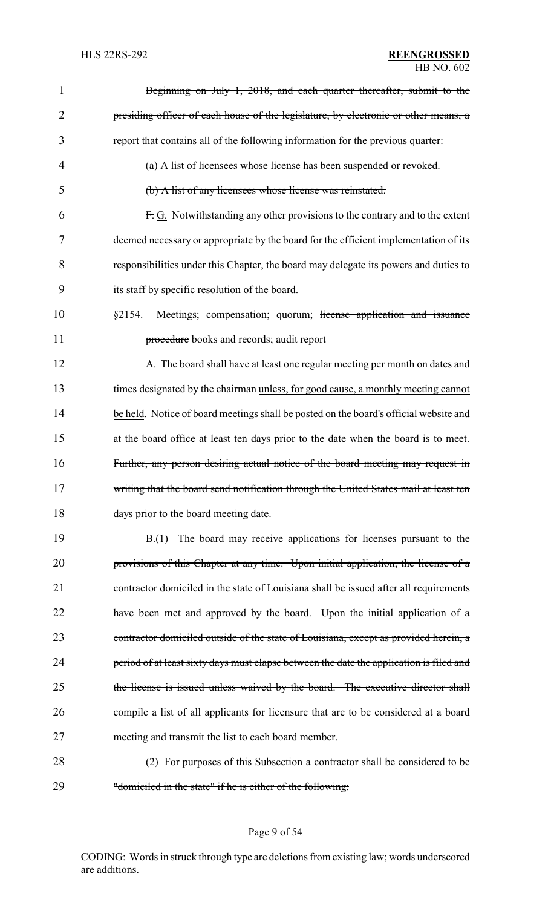Beginning on July 1, 2018, and each quarter thereafter, submit to the presiding officer of each house of the legislature, by electronic or other means, a report that contains all of the following information for the previous quarter:

(a) A list of licensees whose license has been suspended or revoked.

(b) A list of any licensees whose license was reinstated.

F. G. Notwithstanding any other provisions to the contrary and to the extent deemed necessary or appropriate by the board for the efficient implementation of its responsibilities under this Chapter, the board may delegate its powers and duties to its staff by specific resolution of the board.

§2154. Meetings; compensation; quorum; license application and issuance procedure books and records; audit report

A. The board shall have at least one regular meeting per month on dates and times designated by the chairman unless, for good cause, a monthly meeting cannot be held. Notice of board meetings shall be posted on the board's official website and at the board office at least ten days prior to the date when the board is to meet. Further, any person desiring actual notice of the board meeting may request in writing that the board send notification through the United States mail at least ten days prior to the board meeting date.

B.(1) The board may receive applications for licenses pursuant to the provisions of this Chapter at any time. Upon initial application, the license of a contractor domiciled in the state of Louisiana shall be issued after all requirements have been met and approved by the board. Upon the initial application of a contractor domiciled outside of the state of Louisiana, except as provided herein, a period of at least sixty days must elapse between the date the application is filed and the license is issued unless waived by the board. The executive director shall compile a list of all applicants for licensure that are to be considered at a board meeting and transmit the list to each board member.

(2) For purposes of this Subsection a contractor shall be considered to be "domiciled in the state" if he is either of the following:

CODING: Words in struck through type are deletions from existing law; words underscored are additions.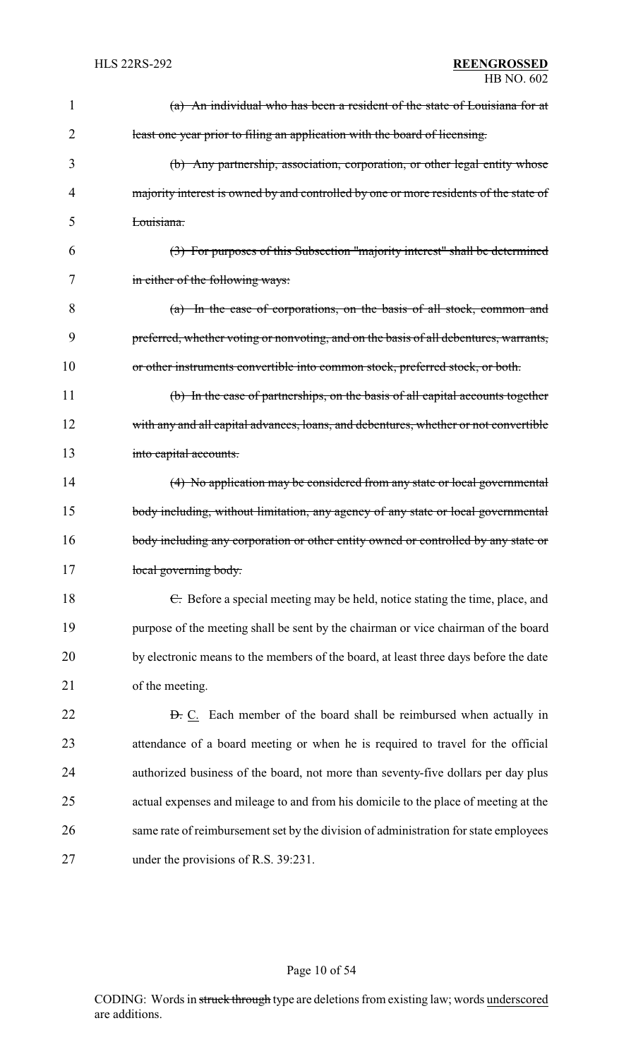~~(a) An individual who has been a resident of the state of Louisiana for at least one year prior to filing an application with the board of licensing.~~

~~(b) Any partnership, association, corporation, or other legal entity whose majority interest is owned by and controlled by one or more residents of the state of Louisiana.~~

~~(3) For purposes of this Subsection "majority interest" shall be determined in either of the following ways:~~

~~(a) In the case of corporations, on the basis of all stock, common and preferred, whether voting or nonvoting, and on the basis of all debentures, warrants, or other instruments convertible into common stock, preferred stock, or both.~~

~~(b) In the case of partnerships, on the basis of all capital accounts together with any and all capital advances, loans, and debentures, whether or not convertible into capital accounts.~~

~~(4) No application may be considered from any state or local governmental body including, without limitation, any agency of any state or local governmental body including any corporation or other entity owned or controlled by any state or local governing body.~~

~~C.~~ Before a special meeting may be held, notice stating the time, place, and purpose of the meeting shall be sent by the chairman or vice chairman of the board by electronic means to the members of the board, at least three days before the date of the meeting.

~~D.~~ <u>C.</u> Each member of the board shall be reimbursed when actually in attendance of a board meeting or when he is required to travel for the official authorized business of the board, not more than seventy-five dollars per day plus actual expenses and mileage to and from his domicile to the place of meeting at the same rate of reimbursement set by the division of administration for state employees under the provisions of R.S. 39:231.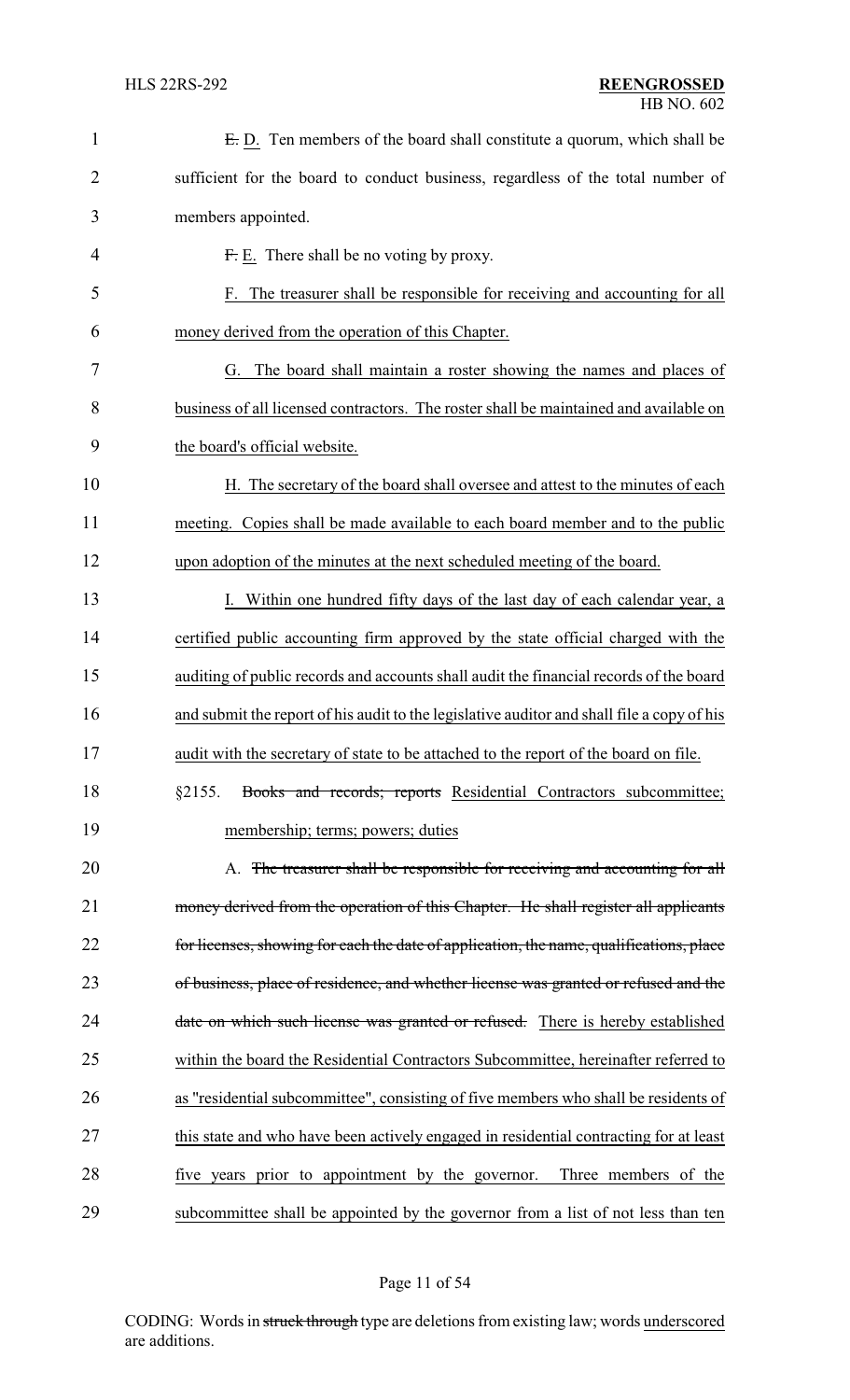~~E.~~ D. Ten members of the board shall constitute a quorum, which shall be sufficient for the board to conduct business, regardless of the total number of members appointed.

~~F.~~ E. There shall be no voting by proxy.

F. The treasurer shall be responsible for receiving and accounting for all money derived from the operation of this Chapter.

G. The board shall maintain a roster showing the names and places of business of all licensed contractors. The roster shall be maintained and available on the board's official website.

H. The secretary of the board shall oversee and attest to the minutes of each meeting. Copies shall be made available to each board member and to the public upon adoption of the minutes at the next scheduled meeting of the board.

I. Within one hundred fifty days of the last day of each calendar year, a certified public accounting firm approved by the state official charged with the auditing of public records and accounts shall audit the financial records of the board and submit the report of his audit to the legislative auditor and shall file a copy of his audit with the secretary of state to be attached to the report of the board on file.

§2155. ~~Books and records; reports~~ Residential Contractors subcommittee; membership; terms; powers; duties

A. ~~The treasurer shall be responsible for receiving and accounting for all money derived from the operation of this Chapter. He shall register all applicants for licenses, showing for each the date of application, the name, qualifications, place of business, place of residence, and whether license was granted or refused and the date on which such license was granted or refused.~~ There is hereby established within the board the Residential Contractors Subcommittee, hereinafter referred to as "residential subcommittee", consisting of five members who shall be residents of this state and who have been actively engaged in residential contracting for at least five years prior to appointment by the governor. Three members of the subcommittee shall be appointed by the governor from a list of not less than ten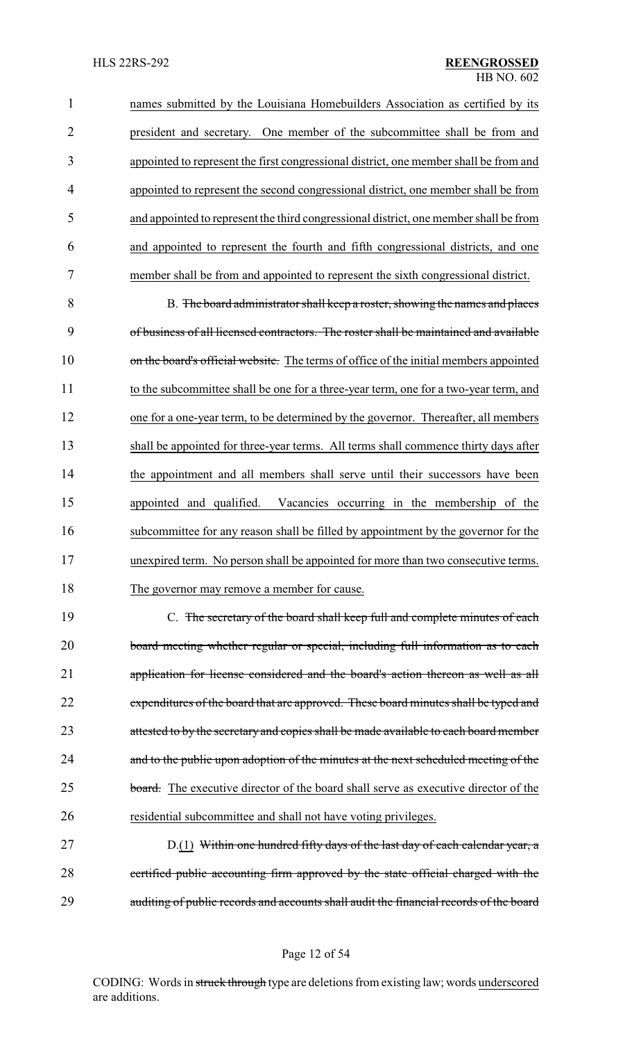names submitted by the Louisiana Homebuilders Association as certified by its president and secretary. One member of the subcommittee shall be from and appointed to represent the first congressional district, one member shall be from and appointed to represent the second congressional district, one member shall be from and appointed to represent the third congressional district, one member shall be from and appointed to represent the fourth and fifth congressional districts, and one member shall be from and appointed to represent the sixth congressional district.

B. ~~The board administrator shall keep a roster, showing the names and places of business of all licensed contractors. The roster shall be maintained and available on the board's official website.~~ The terms of office of the initial members appointed to the subcommittee shall be one for a three-year term, one for a two-year term, and one for a one-year term, to be determined by the governor. Thereafter, all members shall be appointed for three-year terms. All terms shall commence thirty days after the appointment and all members shall serve until their successors have been appointed and qualified. Vacancies occurring in the membership of the subcommittee for any reason shall be filled by appointment by the governor for the unexpired term. No person shall be appointed for more than two consecutive terms. The governor may remove a member for cause.

C. ~~The secretary of the board shall keep full and complete minutes of each board meeting whether regular or special, including full information as to each application for license considered and the board's action thereon as well as all expenditures of the board that are approved. These board minutes shall be typed and attested to by the secretary and copies shall be made available to each board member and to the public upon adoption of the minutes at the next scheduled meeting of the board.~~ The executive director of the board shall serve as executive director of the residential subcommittee and shall not have voting privileges.

D.(1) ~~Within one hundred fifty days of the last day of each calendar year, a certified public accounting firm approved by the state official charged with the auditing of public records and accounts shall audit the financial records of the board~~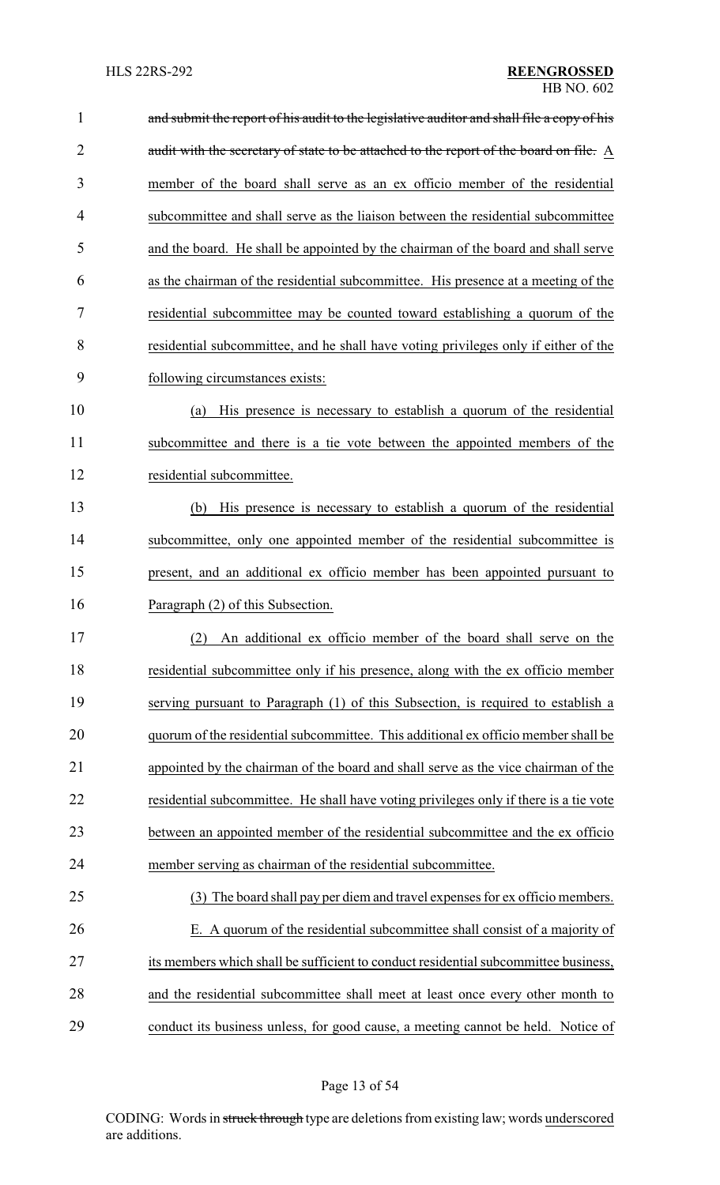~~and submit the report of his audit to the legislative auditor and shall file a copy of his audit with the secretary of state to be attached to the report of the board on file.~~ <u>A member of the board shall serve as an ex officio member of the residential subcommittee and shall serve as the liaison between the residential subcommittee and the board. He shall be appointed by the chairman of the board and shall serve as the chairman of the residential subcommittee. His presence at a meeting of the residential subcommittee may be counted toward establishing a quorum of the residential subcommittee, and he shall have voting privileges only if either of the following circumstances exists:</u>

<u>(a) His presence is necessary to establish a quorum of the residential subcommittee and there is a tie vote between the appointed members of the residential subcommittee.</u>

<u>(b) His presence is necessary to establish a quorum of the residential subcommittee, only one appointed member of the residential subcommittee is present, and an additional ex officio member has been appointed pursuant to Paragraph (2) of this Subsection.</u>

<u>(2) An additional ex officio member of the board shall serve on the residential subcommittee only if his presence, along with the ex officio member serving pursuant to Paragraph (1) of this Subsection, is required to establish a quorum of the residential subcommittee. This additional ex officio member shall be appointed by the chairman of the board and shall serve as the vice chairman of the residential subcommittee. He shall have voting privileges only if there is a tie vote between an appointed member of the residential subcommittee and the ex officio member serving as chairman of the residential subcommittee.</u>

<u>(3) The board shall pay per diem and travel expenses for ex officio members.</u>

<u>E. A quorum of the residential subcommittee shall consist of a majority of its members which shall be sufficient to conduct residential subcommittee business, and the residential subcommittee shall meet at least once every other month to conduct its business unless, for good cause, a meeting cannot be held. Notice of</u>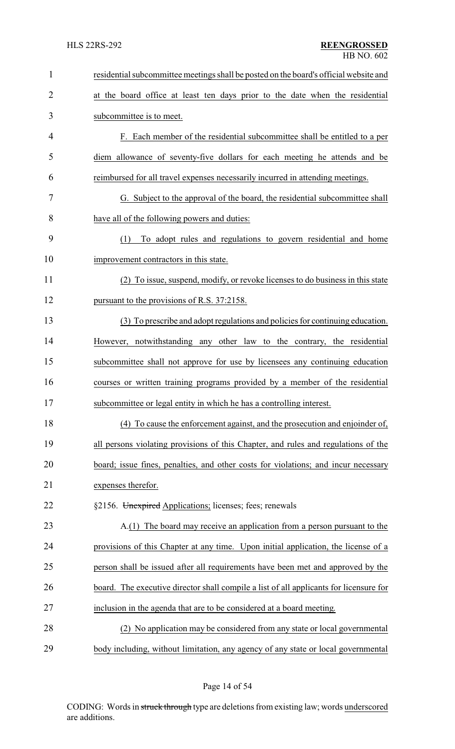residential subcommittee meetings shall be posted on the board's official website and at the board office at least ten days prior to the date when the residential subcommittee is to meet.

F. Each member of the residential subcommittee shall be entitled to a per diem allowance of seventy-five dollars for each meeting he attends and be reimbursed for all travel expenses necessarily incurred in attending meetings.

G. Subject to the approval of the board, the residential subcommittee shall have all of the following powers and duties:

(1) To adopt rules and regulations to govern residential and home improvement contractors in this state.

(2) To issue, suspend, modify, or revoke licenses to do business in this state pursuant to the provisions of R.S. 37:2158.

(3) To prescribe and adopt regulations and policies for continuing education. However, notwithstanding any other law to the contrary, the residential subcommittee shall not approve for use by licensees any continuing education courses or written training programs provided by a member of the residential subcommittee or legal entity in which he has a controlling interest.

(4) To cause the enforcement against, and the prosecution and enjoinder of, all persons violating provisions of this Chapter, and rules and regulations of the board; issue fines, penalties, and other costs for violations; and incur necessary expenses therefor.

§2156. ~~Unexpired~~ Applications; licenses; fees; renewals

A.(1) The board may receive an application from a person pursuant to the provisions of this Chapter at any time. Upon initial application, the license of a person shall be issued after all requirements have been met and approved by the board. The executive director shall compile a list of all applicants for licensure for inclusion in the agenda that are to be considered at a board meeting.

(2) No application may be considered from any state or local governmental body including, without limitation, any agency of any state or local governmental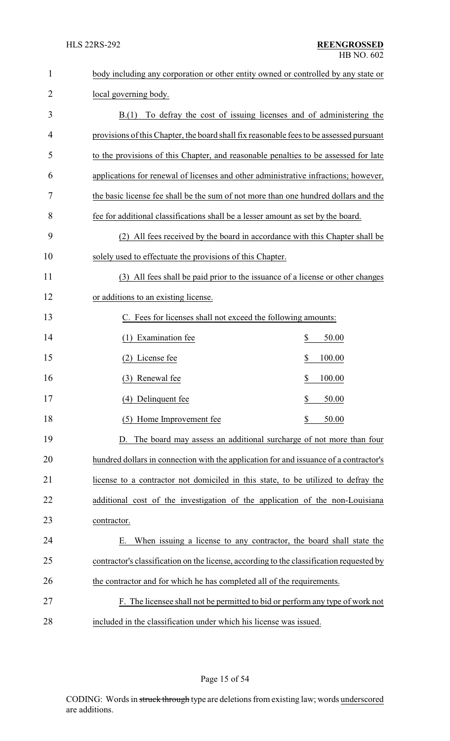body including any corporation or other entity owned or controlled by any state or local governing body.

B.(1) To defray the cost of issuing licenses and of administering the provisions of this Chapter, the board shall fix reasonable fees to be assessed pursuant to the provisions of this Chapter, and reasonable penalties to be assessed for late applications for renewal of licenses and other administrative infractions; however, the basic license fee shall be the sum of not more than one hundred dollars and the fee for additional classifications shall be a lesser amount as set by the board.

(2) All fees received by the board in accordance with this Chapter shall be solely used to effectuate the provisions of this Chapter.

(3) All fees shall be paid prior to the issuance of a license or other changes or additions to an existing license.

C. Fees for licenses shall not exceed the following amounts:

| | |
|---|---|
| (1) Examination fee | $ 50.00 |
| (2) License fee | $ 100.00 |
| (3) Renewal fee | $ 100.00 |
| (4) Delinquent fee | $ 50.00 |
| (5) Home Improvement fee | $ 50.00 |

D. The board may assess an additional surcharge of not more than four hundred dollars in connection with the application for and issuance of a contractor's license to a contractor not domiciled in this state, to be utilized to defray the additional cost of the investigation of the application of the non-Louisiana contractor.

E. When issuing a license to any contractor, the board shall state the contractor's classification on the license, according to the classification requested by the contractor and for which he has completed all of the requirements.

F. The licensee shall not be permitted to bid or perform any type of work not included in the classification under which his license was issued.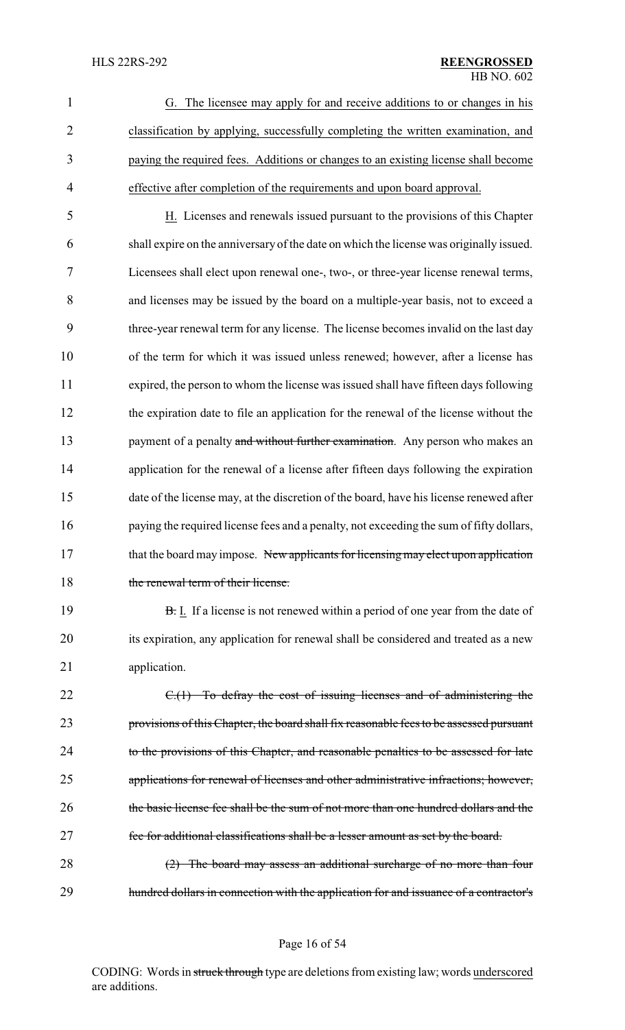G. The licensee may apply for and receive additions to or changes in his classification by applying, successfully completing the written examination, and paying the required fees. Additions or changes to an existing license shall become effective after completion of the requirements and upon board approval.

H. Licenses and renewals issued pursuant to the provisions of this Chapter shall expire on the anniversary of the date on which the license was originally issued. Licensees shall elect upon renewal one-, two-, or three-year license renewal terms, and licenses may be issued by the board on a multiple-year basis, not to exceed a three-year renewal term for any license. The license becomes invalid on the last day of the term for which it was issued unless renewed; however, after a license has expired, the person to whom the license was issued shall have fifteen days following the expiration date to file an application for the renewal of the license without the payment of a penalty ~~and without further examination~~. Any person who makes an application for the renewal of a license after fifteen days following the expiration date of the license may, at the discretion of the board, have his license renewed after paying the required license fees and a penalty, not exceeding the sum of fifty dollars, that the board may impose. ~~New applicants for licensing may elect upon application the renewal term of their license.~~

~~B.~~ I. If a license is not renewed within a period of one year from the date of its expiration, any application for renewal shall be considered and treated as a new application.

~~C.(1) To defray the cost of issuing licenses and of administering the provisions of this Chapter, the board shall fix reasonable fees to be assessed pursuant to the provisions of this Chapter, and reasonable penalties to be assessed for late applications for renewal of licenses and other administrative infractions; however, the basic license fee shall be the sum of not more than one hundred dollars and the fee for additional classifications shall be a lesser amount as set by the board.~~

~~(2) The board may assess an additional surcharge of no more than four hundred dollars in connection with the application for and issuance of a contractor's~~

CODING: Words in ~~struck through~~ type are deletions from existing law; words underscored are additions.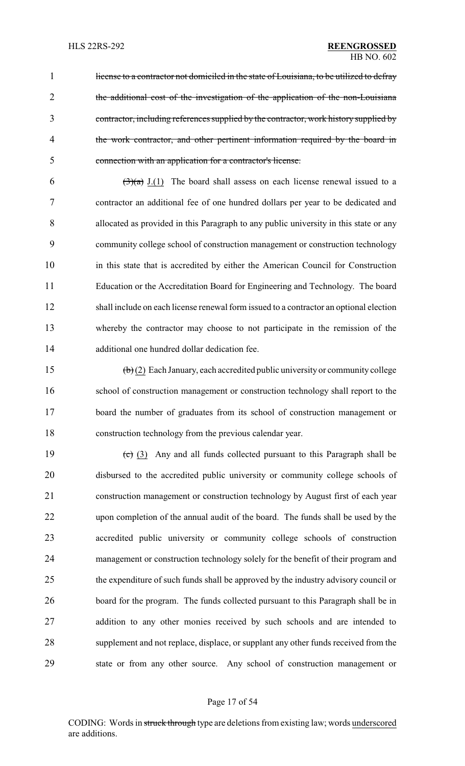~~license to a contractor not domiciled in the state of Louisiana, to be utilized to defray the additional cost of the investigation of the application of the non-Louisiana contractor, including references supplied by the contractor, work history supplied by the work contractor, and other pertinent information required by the board in connection with an application for a contractor's license.~~

~~(3)(a)~~ J.(1) The board shall assess on each license renewal issued to a contractor an additional fee of one hundred dollars per year to be dedicated and allocated as provided in this Paragraph to any public university in this state or any community college school of construction management or construction technology in this state that is accredited by either the American Council for Construction Education or the Accreditation Board for Engineering and Technology. The board shall include on each license renewal form issued to a contractor an optional election whereby the contractor may choose to not participate in the remission of the additional one hundred dollar dedication fee.

~~(b)~~ (2) Each January, each accredited public university or community college school of construction management or construction technology shall report to the board the number of graduates from its school of construction management or construction technology from the previous calendar year.

~~(c)~~ (3) Any and all funds collected pursuant to this Paragraph shall be disbursed to the accredited public university or community college schools of construction management or construction technology by August first of each year upon completion of the annual audit of the board. The funds shall be used by the accredited public university or community college schools of construction management or construction technology solely for the benefit of their program and the expenditure of such funds shall be approved by the industry advisory council or board for the program. The funds collected pursuant to this Paragraph shall be in addition to any other monies received by such schools and are intended to supplement and not replace, displace, or supplant any other funds received from the state or from any other source. Any school of construction management or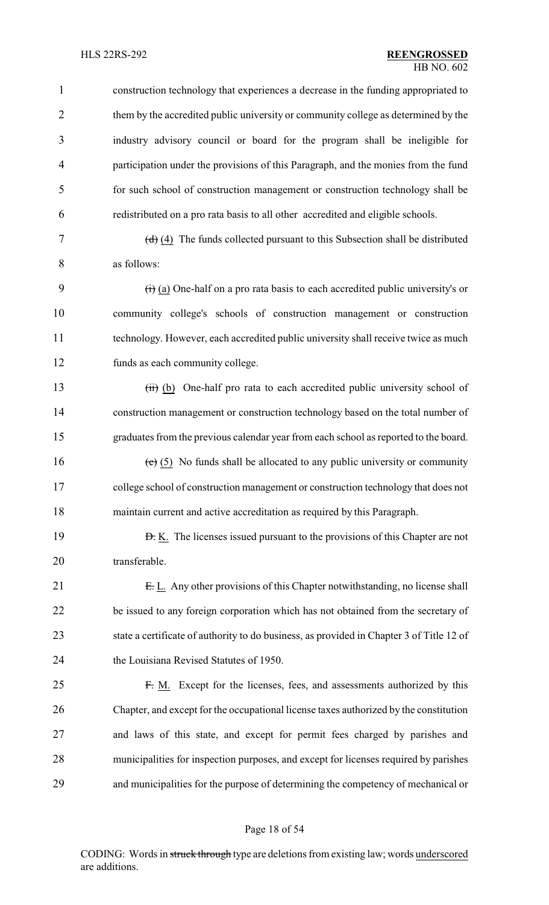construction technology that experiences a decrease in the funding appropriated to them by the accredited public university or community college as determined by the industry advisory council or board for the program shall be ineligible for participation under the provisions of this Paragraph, and the monies from the fund for such school of construction management or construction technology shall be redistributed on a pro rata basis to all other accredited and eligible schools.

~~(d)~~ (4) The funds collected pursuant to this Subsection shall be distributed as follows:

~~(i)~~ (a) One-half on a pro rata basis to each accredited public university's or community college's schools of construction management or construction technology. However, each accredited public university shall receive twice as much funds as each community college.

~~(ii)~~ (b) One-half pro rata to each accredited public university school of construction management or construction technology based on the total number of graduates from the previous calendar year from each school as reported to the board.

~~(e)~~ (5) No funds shall be allocated to any public university or community college school of construction management or construction technology that does not maintain current and active accreditation as required by this Paragraph.

~~D.~~ K. The licenses issued pursuant to the provisions of this Chapter are not transferable.

~~E.~~ L. Any other provisions of this Chapter notwithstanding, no license shall be issued to any foreign corporation which has not obtained from the secretary of state a certificate of authority to do business, as provided in Chapter 3 of Title 12 of the Louisiana Revised Statutes of 1950.

~~F.~~ M. Except for the licenses, fees, and assessments authorized by this Chapter, and except for the occupational license taxes authorized by the constitution and laws of this state, and except for permit fees charged by parishes and municipalities for inspection purposes, and except for licenses required by parishes and municipalities for the purpose of determining the competency of mechanical or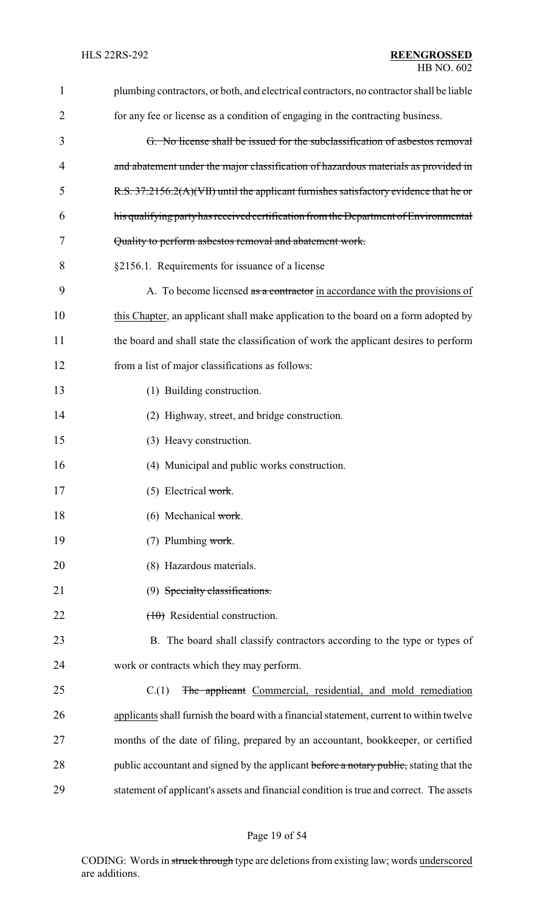plumbing contractors, or both, and electrical contractors, no contractor shall be liable for any fee or license as a condition of engaging in the contracting business.

~~G. No license shall be issued for the subclassification of asbestos removal and abatement under the major classification of hazardous materials as provided in R.S. 37:2156.2(A)(VII) until the applicant furnishes satisfactory evidence that he or his qualifying party has received certification from the Department of Environmental Quality to perform asbestos removal and abatement work.~~

§2156.1. Requirements for issuance of a license

A. To become licensed ~~as a contractor~~ in accordance with the provisions of this Chapter, an applicant shall make application to the board on a form adopted by the board and shall state the classification of work the applicant desires to perform from a list of major classifications as follows:

(1) Building construction.

(2) Highway, street, and bridge construction.

(3) Heavy construction.

(4) Municipal and public works construction.

(5) Electrical ~~work~~.

(6) Mechanical ~~work~~.

(7) Plumbing ~~work~~.

(8) Hazardous materials.

(9) ~~Specialty classifications.~~

~~(10)~~ Residential construction.

B. The board shall classify contractors according to the type or types of work or contracts which they may perform.

C.(1) ~~The applicant~~ Commercial, residential, and mold remediation applicants shall furnish the board with a financial statement, current to within twelve months of the date of filing, prepared by an accountant, bookkeeper, or certified public accountant and signed by the applicant ~~before a notary public,~~ stating that the statement of applicant's assets and financial condition is true and correct. The assets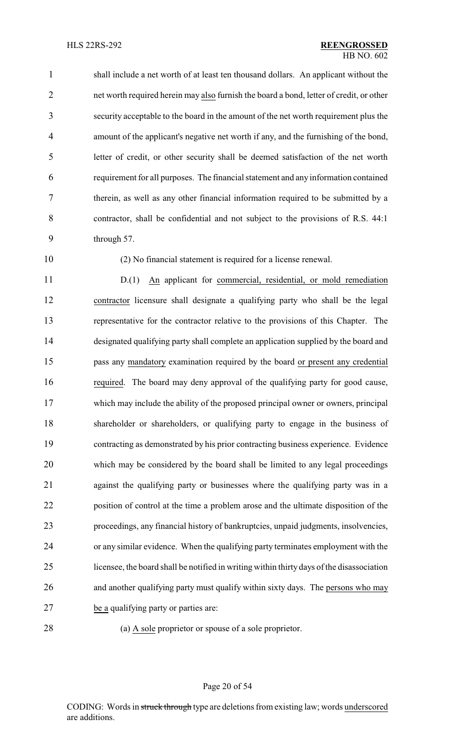shall include a net worth of at least ten thousand dollars. An applicant without the net worth required herein may also furnish the board a bond, letter of credit, or other security acceptable to the board in the amount of the net worth requirement plus the amount of the applicant's negative net worth if any, and the furnishing of the bond, letter of credit, or other security shall be deemed satisfaction of the net worth requirement for all purposes. The financial statement and any information contained therein, as well as any other financial information required to be submitted by a contractor, shall be confidential and not subject to the provisions of R.S. 44:1 through 57.

(2) No financial statement is required for a license renewal.

D.(1) An applicant for commercial, residential, or mold remediation contractor licensure shall designate a qualifying party who shall be the legal representative for the contractor relative to the provisions of this Chapter. The designated qualifying party shall complete an application supplied by the board and pass any mandatory examination required by the board or present any credential required. The board may deny approval of the qualifying party for good cause, which may include the ability of the proposed principal owner or owners, principal shareholder or shareholders, or qualifying party to engage in the business of contracting as demonstrated by his prior contracting business experience. Evidence which may be considered by the board shall be limited to any legal proceedings against the qualifying party or businesses where the qualifying party was in a position of control at the time a problem arose and the ultimate disposition of the proceedings, any financial history of bankruptcies, unpaid judgments, insolvencies, or any similar evidence. When the qualifying party terminates employment with the licensee, the board shall be notified in writing within thirty days of the disassociation and another qualifying party must qualify within sixty days. The persons who may be a qualifying party or parties are:

(a) A sole proprietor or spouse of a sole proprietor.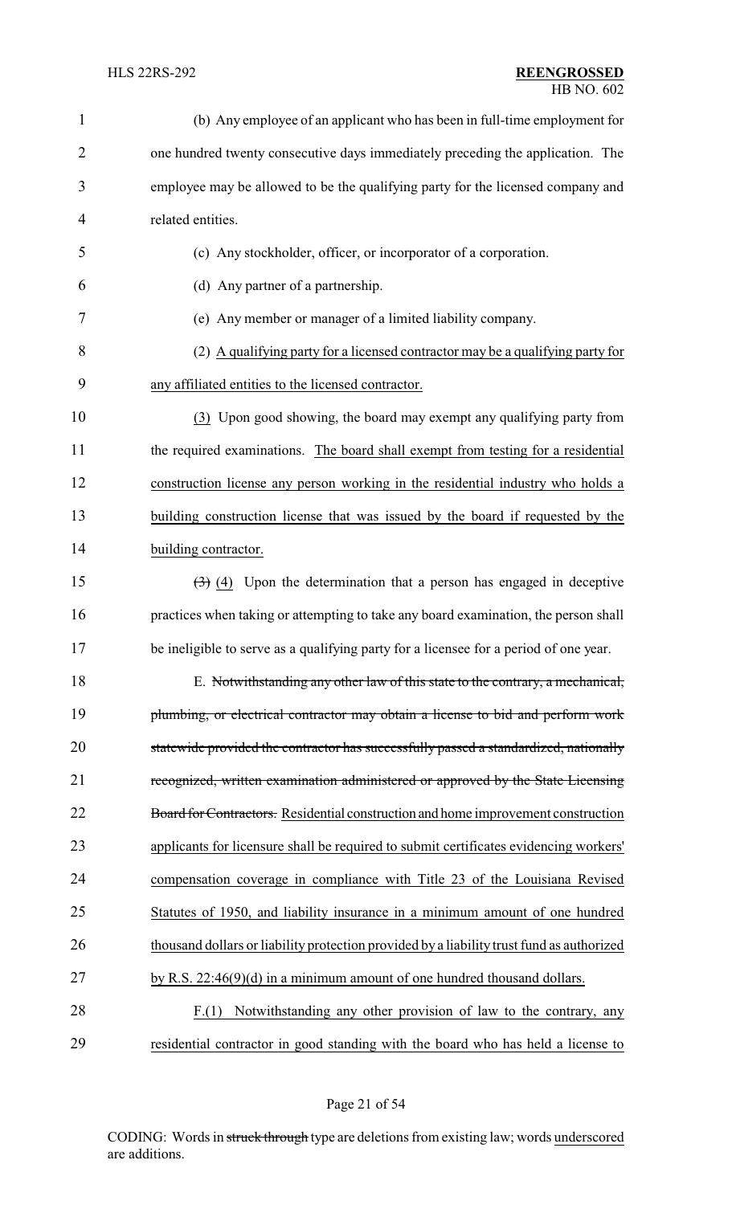(b) Any employee of an applicant who has been in full-time employment for one hundred twenty consecutive days immediately preceding the application. The employee may be allowed to be the qualifying party for the licensed company and related entities.

(c) Any stockholder, officer, or incorporator of a corporation.

(d) Any partner of a partnership.

(e) Any member or manager of a limited liability company.

(2) A qualifying party for a licensed contractor may be a qualifying party for any affiliated entities to the licensed contractor.

(3) Upon good showing, the board may exempt any qualifying party from the required examinations. The board shall exempt from testing for a residential construction license any person working in the residential industry who holds a building construction license that was issued by the board if requested by the building contractor.

~~(3)~~ (4) Upon the determination that a person has engaged in deceptive practices when taking or attempting to take any board examination, the person shall be ineligible to serve as a qualifying party for a licensee for a period of one year.

E. ~~Notwithstanding any other law of this state to the contrary, a mechanical, plumbing, or electrical contractor may obtain a license to bid and perform work statewide provided the contractor has successfully passed a standardized, nationally recognized, written examination administered or approved by the State Licensing Board for Contractors.~~ Residential construction and home improvement construction applicants for licensure shall be required to submit certificates evidencing workers' compensation coverage in compliance with Title 23 of the Louisiana Revised Statutes of 1950, and liability insurance in a minimum amount of one hundred thousand dollars or liability protection provided by a liability trust fund as authorized by R.S. 22:46(9)(d) in a minimum amount of one hundred thousand dollars.

F.(1) Notwithstanding any other provision of law to the contrary, any residential contractor in good standing with the board who has held a license to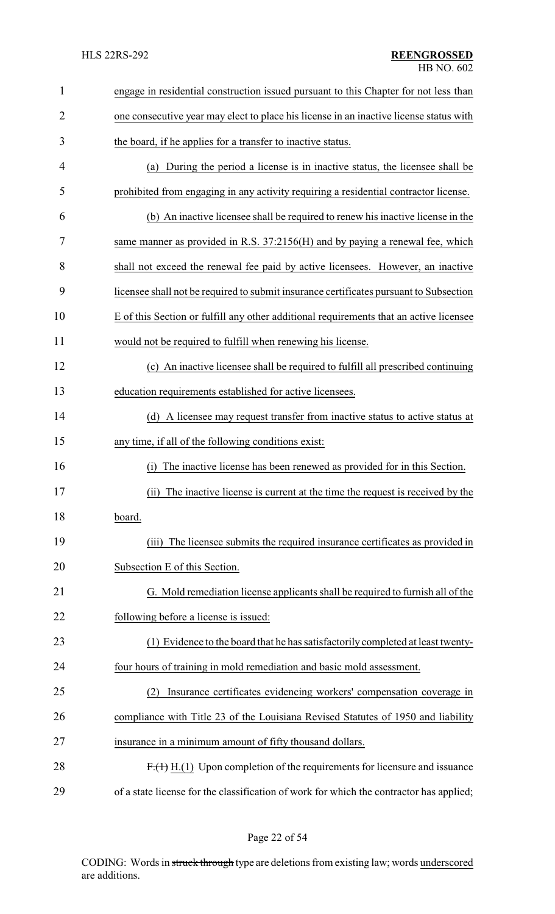engage in residential construction issued pursuant to this Chapter for not less than one consecutive year may elect to place his license in an inactive license status with the board, if he applies for a transfer to inactive status.

(a) During the period a license is in inactive status, the licensee shall be prohibited from engaging in any activity requiring a residential contractor license.

(b) An inactive licensee shall be required to renew his inactive license in the same manner as provided in R.S. 37:2156(H) and by paying a renewal fee, which shall not exceed the renewal fee paid by active licensees. However, an inactive licensee shall not be required to submit insurance certificates pursuant to Subsection E of this Section or fulfill any other additional requirements that an active licensee would not be required to fulfill when renewing his license.

(c) An inactive licensee shall be required to fulfill all prescribed continuing education requirements established for active licensees.

(d) A licensee may request transfer from inactive status to active status at any time, if all of the following conditions exist:

(i) The inactive license has been renewed as provided for in this Section.

(ii) The inactive license is current at the time the request is received by the board.

(iii) The licensee submits the required insurance certificates as provided in Subsection E of this Section.

G. Mold remediation license applicants shall be required to furnish all of the following before a license is issued:

(1) Evidence to the board that he has satisfactorily completed at least twenty-four hours of training in mold remediation and basic mold assessment.

(2) Insurance certificates evidencing workers' compensation coverage in compliance with Title 23 of the Louisiana Revised Statutes of 1950 and liability insurance in a minimum amount of fifty thousand dollars.

~~F.(1)~~ H.(1) Upon completion of the requirements for licensure and issuance of a state license for the classification of work for which the contractor has applied;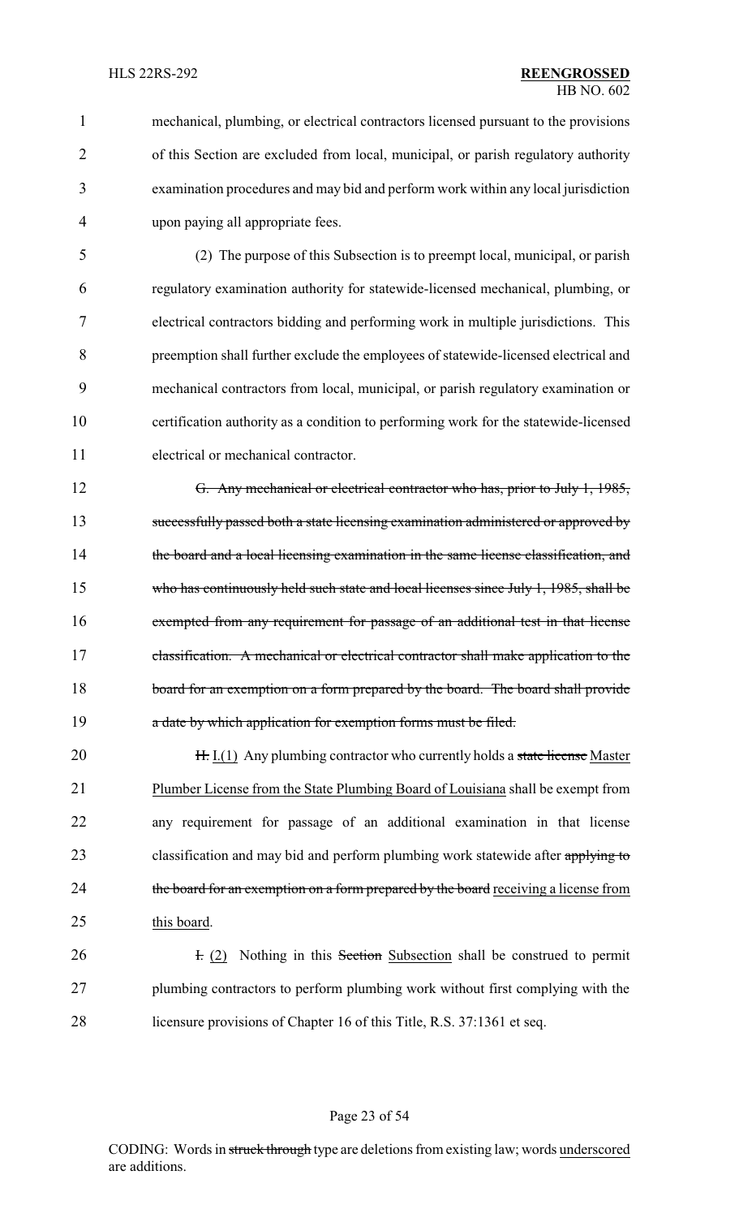mechanical, plumbing, or electrical contractors licensed pursuant to the provisions of this Section are excluded from local, municipal, or parish regulatory authority examination procedures and may bid and perform work within any local jurisdiction upon paying all appropriate fees.

(2) The purpose of this Subsection is to preempt local, municipal, or parish regulatory examination authority for statewide-licensed mechanical, plumbing, or electrical contractors bidding and performing work in multiple jurisdictions. This preemption shall further exclude the employees of statewide-licensed electrical and mechanical contractors from local, municipal, or parish regulatory examination or certification authority as a condition to performing work for the statewide-licensed electrical or mechanical contractor.

~~G. Any mechanical or electrical contractor who has, prior to July 1, 1985, successfully passed both a state licensing examination administered or approved by the board and a local licensing examination in the same license classification, and who has continuously held such state and local licenses since July 1, 1985, shall be exempted from any requirement for passage of an additional test in that license classification. A mechanical or electrical contractor shall make application to the board for an exemption on a form prepared by the board. The board shall provide a date by which application for exemption forms must be filed.~~

~~H.~~ I.(1) Any plumbing contractor who currently holds a ~~state license~~ Master Plumber License from the State Plumbing Board of Louisiana shall be exempt from any requirement for passage of an additional examination in that license classification and may bid and perform plumbing work statewide after ~~applying to the board for an exemption on a form prepared by the board~~ receiving a license from this board.

~~I.~~ (2) Nothing in this ~~Section~~ Subsection shall be construed to permit plumbing contractors to perform plumbing work without first complying with the licensure provisions of Chapter 16 of this Title, R.S. 37:1361 et seq.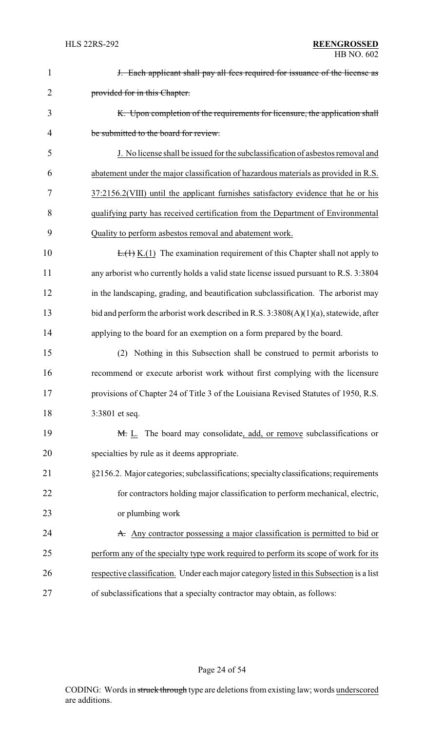~~J. Each applicant shall pay all fees required for issuance of the license as provided for in this Chapter.~~

~~K. Upon completion of the requirements for licensure, the application shall be submitted to the board for review.~~

<u>J. No license shall be issued for the subclassification of asbestos removal and abatement under the major classification of hazardous materials as provided in R.S. 37:2156.2(VIII) until the applicant furnishes satisfactory evidence that he or his qualifying party has received certification from the Department of Environmental Quality to perform asbestos removal and abatement work.</u>

~~L.(1)~~ <u>K.(1)</u> The examination requirement of this Chapter shall not apply to any arborist who currently holds a valid state license issued pursuant to R.S. 3:3804 in the landscaping, grading, and beautification subclassification. The arborist may bid and perform the arborist work described in R.S. 3:3808(A)(1)(a), statewide, after applying to the board for an exemption on a form prepared by the board.

(2) Nothing in this Subsection shall be construed to permit arborists to recommend or execute arborist work without first complying with the licensure provisions of Chapter 24 of Title 3 of the Louisiana Revised Statutes of 1950, R.S. 3:3801 et seq.

~~M.~~ <u>L.</u> The board may consolidate<u>, add, or remove</u> subclassifications or specialties by rule as it deems appropriate.

§2156.2. Major categories; subclassifications; specialty classifications; requirements for contractors holding major classification to perform mechanical, electric, or plumbing work

~~A.~~ <u>Any contractor possessing a major classification is permitted to bid or perform any of the specialty type work required to perform its scope of work for its respective classification.</u> Under each major category <u>listed in this Subsection</u> is a list of subclassifications that a specialty contractor may obtain, as follows: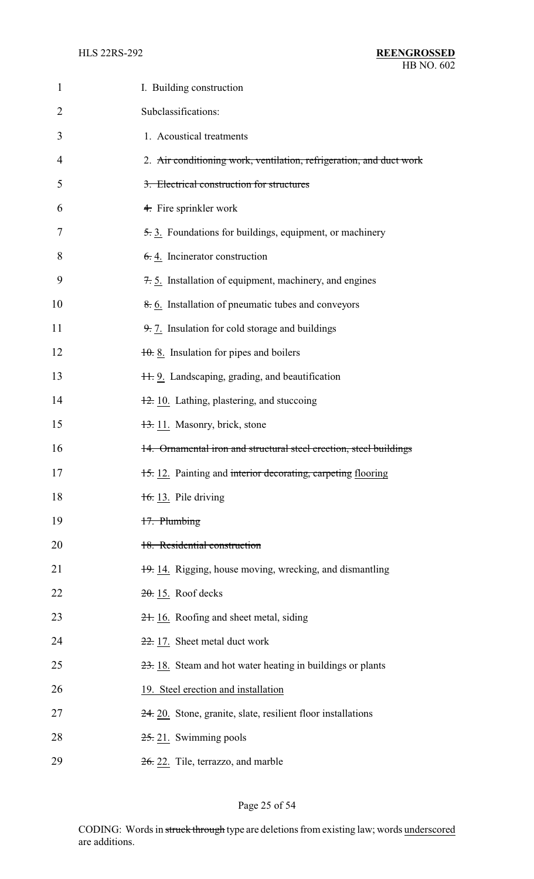I. Building construction

Subclassifications:

1. Acoustical treatments

2. ~~Air conditioning work, ventilation, refrigeration, and duct work~~

~~3. Electrical construction for structures~~

~~4.~~ Fire sprinkler work

~~5.~~ <u>3.</u> Foundations for buildings, equipment, or machinery

~~6.~~ <u>4.</u> Incinerator construction

~~7.~~ <u>5.</u> Installation of equipment, machinery, and engines

~~8.~~ <u>6.</u> Installation of pneumatic tubes and conveyors

~~9.~~ <u>7.</u> Insulation for cold storage and buildings

~~10.~~ <u>8.</u> Insulation for pipes and boilers

~~11.~~ <u>9.</u> Landscaping, grading, and beautification

~~12.~~ <u>10.</u> Lathing, plastering, and stuccoing

~~13.~~ <u>11.</u> Masonry, brick, stone

~~14. Ornamental iron and structural steel erection, steel buildings~~

~~15.~~ <u>12.</u> Painting and ~~interior decorating, carpeting~~ <u>flooring</u>

~~16.~~ <u>13.</u> Pile driving

~~17. Plumbing~~

~~18. Residential construction~~

~~19.~~ <u>14.</u> Rigging, house moving, wrecking, and dismantling

~~20.~~ <u>15.</u> Roof decks

~~21.~~ <u>16.</u> Roofing and sheet metal, siding

~~22.~~ <u>17.</u> Sheet metal duct work

~~23.~~ <u>18.</u> Steam and hot water heating in buildings or plants

<u>19. Steel erection and installation</u>

~~24.~~ <u>20.</u> Stone, granite, slate, resilient floor installations

~~25.~~ <u>21.</u> Swimming pools

~~26.~~ <u>22.</u> Tile, terrazzo, and marble

CODING: Words in ~~struck through~~ type are deletions from existing law; words <u>underscored</u> are additions.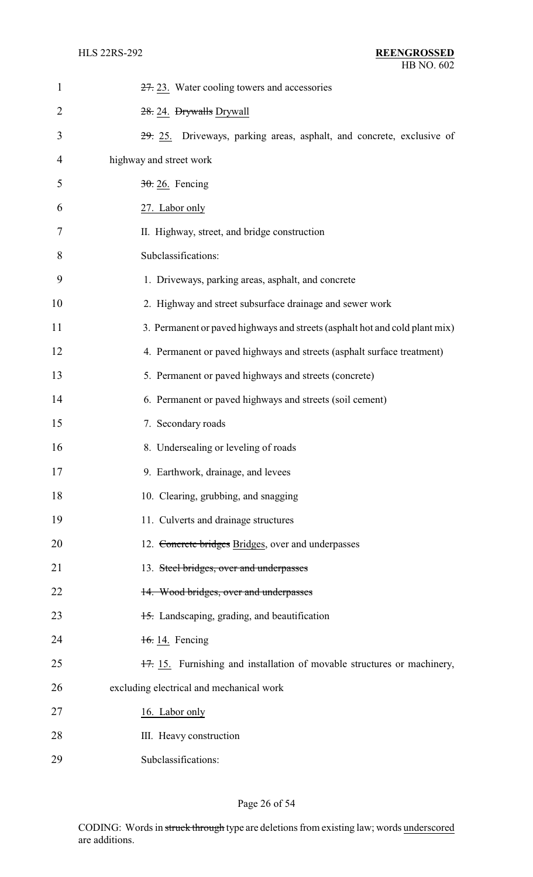~~27.~~ <u>23.</u> Water cooling towers and accessories

~~28.~~ <u>24.</u> ~~Drywalls~~ <u>Drywall</u>

~~29.~~ <u>25.</u> Driveways, parking areas, asphalt, and concrete, exclusive of highway and street work

~~30.~~ <u>26.</u> Fencing

<u>27. Labor only</u>

II. Highway, street, and bridge construction

Subclassifications:

1. Driveways, parking areas, asphalt, and concrete

2. Highway and street subsurface drainage and sewer work

3. Permanent or paved highways and streets (asphalt hot and cold plant mix)

4. Permanent or paved highways and streets (asphalt surface treatment)

5. Permanent or paved highways and streets (concrete)

6. Permanent or paved highways and streets (soil cement)

7. Secondary roads

8. Undersealing or leveling of roads

9. Earthwork, drainage, and levees

10. Clearing, grubbing, and snagging

11. Culverts and drainage structures

12. ~~Concrete bridges~~ <u>Bridges</u>, over and underpasses

13. ~~Steel bridges, over and underpasses~~

~~14. Wood bridges, over and underpasses~~

~~15.~~ Landscaping, grading, and beautification

~~16.~~ <u>14.</u> Fencing

~~17.~~ <u>15.</u> Furnishing and installation of movable structures or machinery, excluding electrical and mechanical work

<u>16. Labor only</u>

III. Heavy construction

Subclassifications: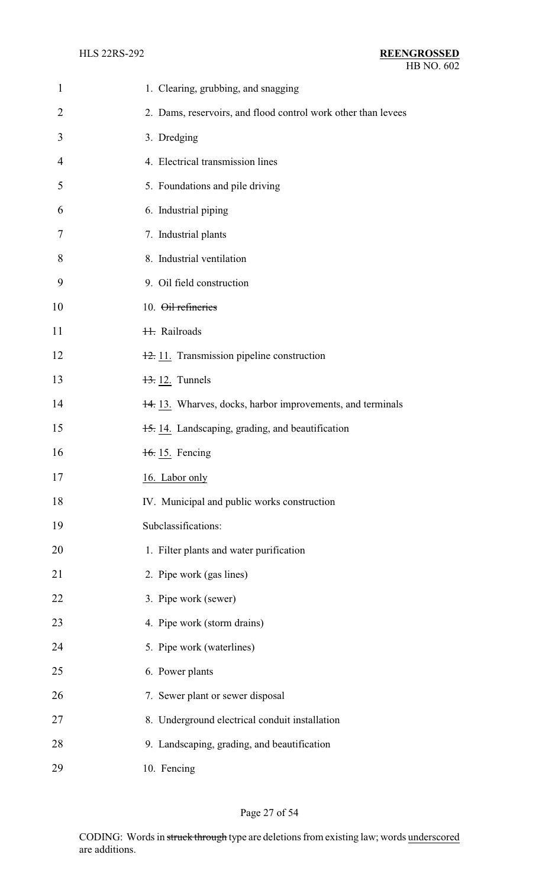1. Clearing, grubbing, and snagging

2. Dams, reservoirs, and flood control work other than levees

3. Dredging

4. Electrical transmission lines

5. Foundations and pile driving

6. Industrial piping

7. Industrial plants

8. Industrial ventilation

9. Oil field construction

10. ~~Oil refineries~~

~~11.~~ Railroads

~~12.~~ <u>11.</u> Transmission pipeline construction

~~13.~~ <u>12.</u> Tunnels

~~14.~~ <u>13.</u> Wharves, docks, harbor improvements, and terminals

~~15.~~ <u>14.</u> Landscaping, grading, and beautification

~~16.~~ <u>15.</u> Fencing

<u>16. Labor only</u>

IV. Municipal and public works construction

Subclassifications:

1. Filter plants and water purification

2. Pipe work (gas lines)

3. Pipe work (sewer)

4. Pipe work (storm drains)

5. Pipe work (waterlines)

6. Power plants

7. Sewer plant or sewer disposal

8. Underground electrical conduit installation

9. Landscaping, grading, and beautification

10. Fencing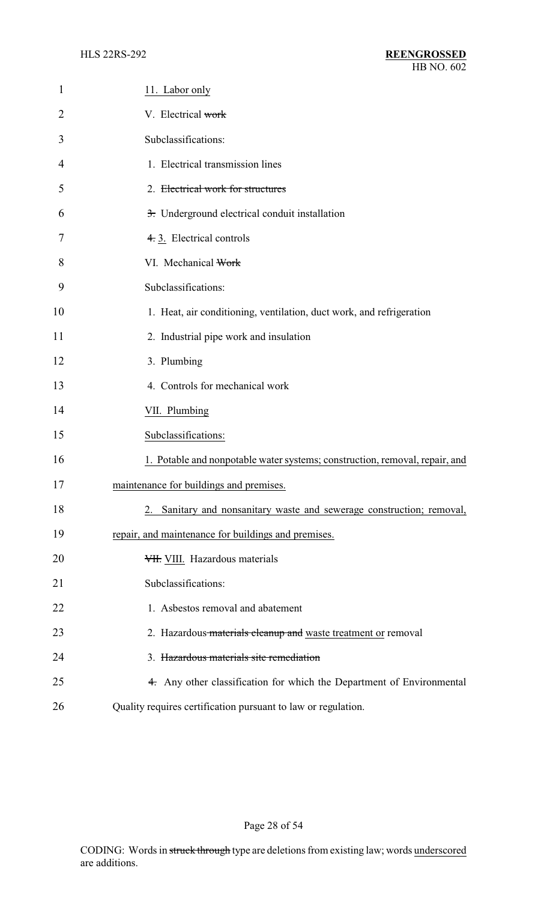11. Labor only

V. Electrical ~~work~~

Subclassifications:

1. Electrical transmission lines

2. ~~Electrical work for structures~~

~~3.~~ Underground electrical conduit installation

~~4.~~ 3. Electrical controls

VI. Mechanical ~~Work~~

Subclassifications:

1. Heat, air conditioning, ventilation, duct work, and refrigeration

2. Industrial pipe work and insulation

3. Plumbing

4. Controls for mechanical work

VII. Plumbing

Subclassifications:

1. Potable and nonpotable water systems; construction, removal, repair, and maintenance for buildings and premises.

2. Sanitary and nonsanitary waste and sewerage construction; removal, repair, and maintenance for buildings and premises.

~~VII.~~ VIII. Hazardous materials

Subclassifications:

1. Asbestos removal and abatement

2. Hazardous ~~materials cleanup and~~ waste treatment or removal

3. ~~Hazardous materials site remediation~~

~~4.~~ Any other classification for which the Department of Environmental Quality requires certification pursuant to law or regulation.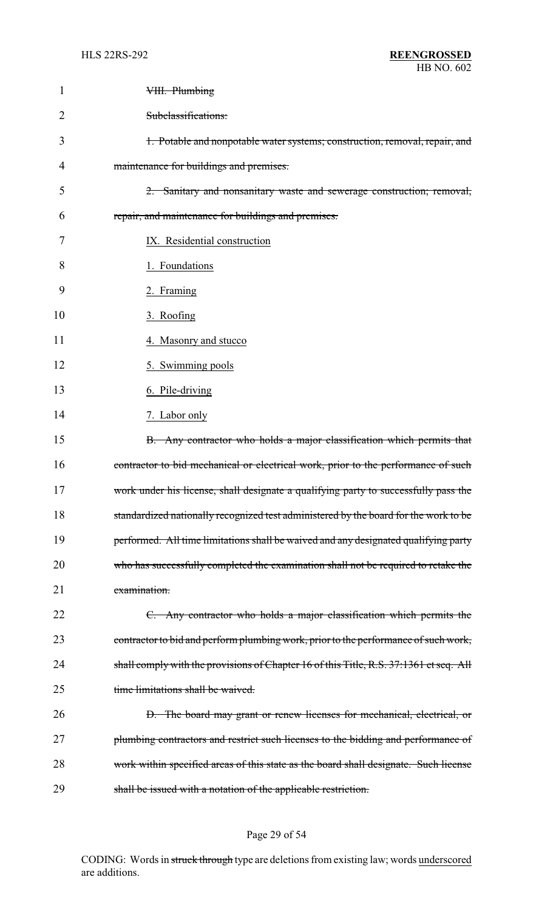~~VIII. Plumbing~~

~~Subclassifications:~~

~~1. Potable and nonpotable water systems; construction, removal, repair, and maintenance for buildings and premises.~~

~~2. Sanitary and nonsanitary waste and sewerage construction; removal, repair, and maintenance for buildings and premises.~~

<u>IX. Residential construction</u>

<u>1. Foundations</u>

<u>2. Framing</u>

<u>3. Roofing</u>

<u>4. Masonry and stucco</u>

<u>5. Swimming pools</u>

<u>6. Pile-driving</u>

<u>7. Labor only</u>

~~B. Any contractor who holds a major classification which permits that contractor to bid mechanical or electrical work, prior to the performance of such work under his license, shall designate a qualifying party to successfully pass the standardized nationally recognized test administered by the board for the work to be performed. All time limitations shall be waived and any designated qualifying party who has successfully completed the examination shall not be required to retake the examination.~~

~~C. Any contractor who holds a major classification which permits the contractor to bid and perform plumbing work, prior to the performance of such work, shall comply with the provisions of Chapter 16 of this Title, R.S. 37:1361 et seq. All time limitations shall be waived.~~

~~D. The board may grant or renew licenses for mechanical, electrical, or plumbing contractors and restrict such licenses to the bidding and performance of work within specified areas of this state as the board shall designate. Such license shall be issued with a notation of the applicable restriction.~~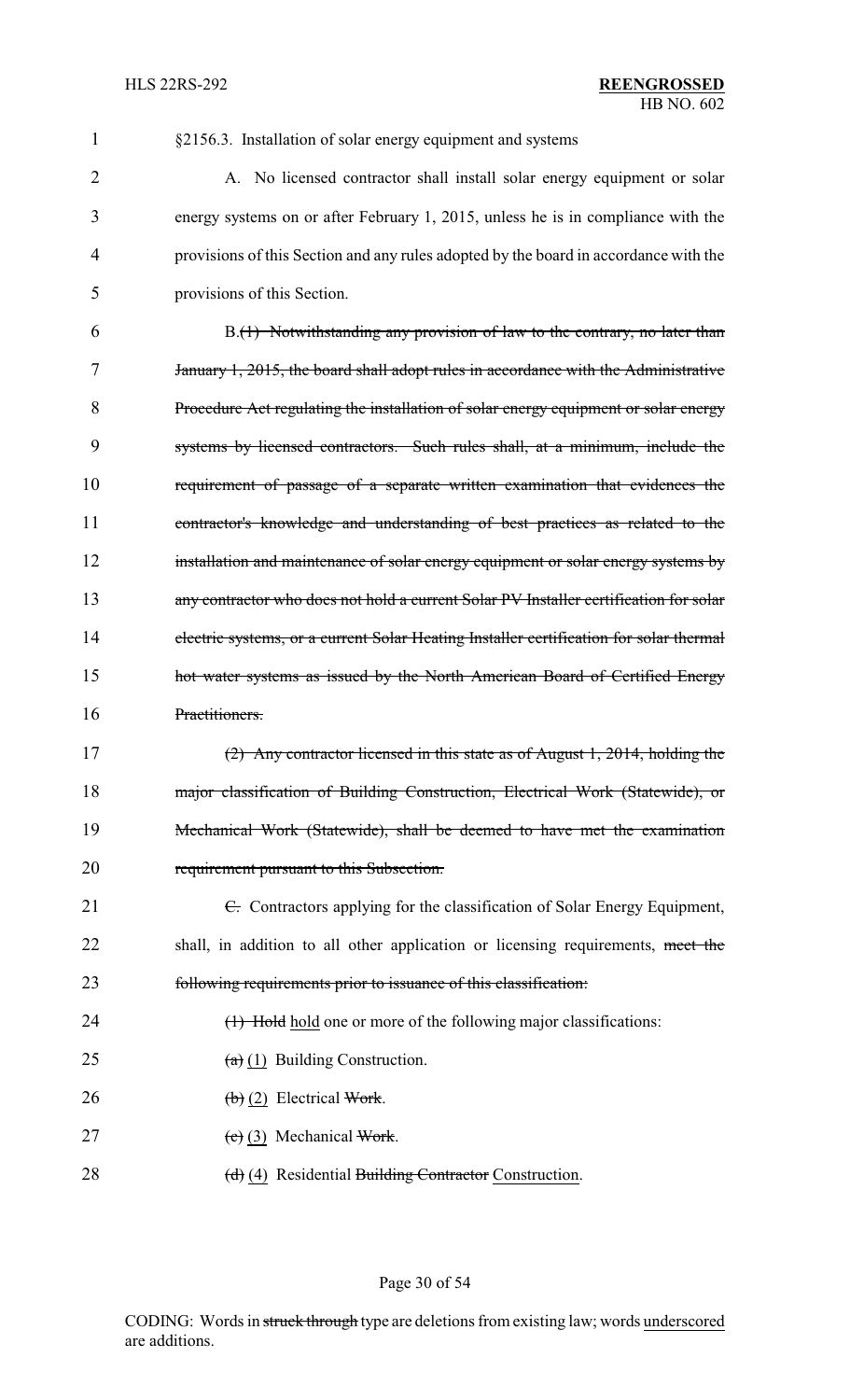§2156.3. Installation of solar energy equipment and systems

A. No licensed contractor shall install solar energy equipment or solar energy systems on or after February 1, 2015, unless he is in compliance with the provisions of this Section and any rules adopted by the board in accordance with the provisions of this Section.

B.~~(1) Notwithstanding any provision of law to the contrary, no later than January 1, 2015, the board shall adopt rules in accordance with the Administrative Procedure Act regulating the installation of solar energy equipment or solar energy systems by licensed contractors. Such rules shall, at a minimum, include the requirement of passage of a separate written examination that evidences the contractor's knowledge and understanding of best practices as related to the installation and maintenance of solar energy equipment or solar energy systems by any contractor who does not hold a current Solar PV Installer certification for solar electric systems, or a current Solar Heating Installer certification for solar thermal hot water systems as issued by the North American Board of Certified Energy Practitioners.~~

~~(2) Any contractor licensed in this state as of August 1, 2014, holding the major classification of Building Construction, Electrical Work (Statewide), or Mechanical Work (Statewide), shall be deemed to have met the examination requirement pursuant to this Subsection.~~

~~C.~~ Contractors applying for the classification of Solar Energy Equipment, shall, in addition to all other application or licensing requirements, ~~meet the following requirements prior to issuance of this classification:~~

~~(1) Hold~~ <u>hold</u> one or more of the following major classifications:

~~(a)~~ <u>(1)</u> Building Construction.

~~(b)~~ <u>(2)</u> Electrical ~~Work~~.

~~(c)~~ <u>(3)</u> Mechanical ~~Work~~.

~~(d)~~ <u>(4)</u> Residential ~~Building Contractor~~ <u>Construction</u>.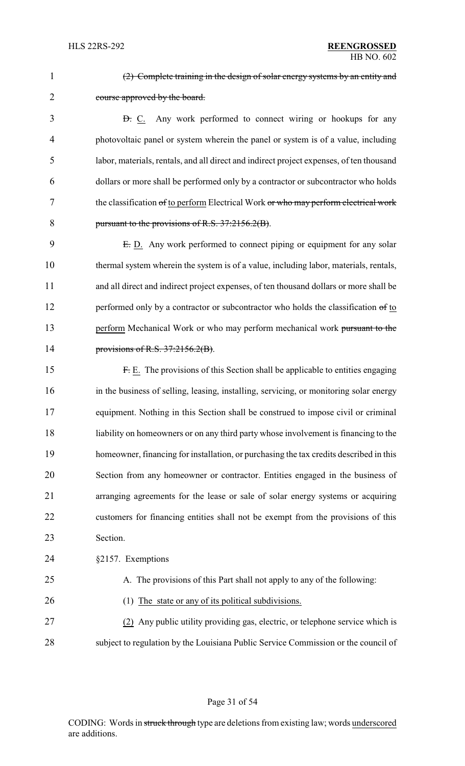(2) Complete training in the design of solar energy systems by an entity and course approved by the board.

D. C. Any work performed to connect wiring or hookups for any photovoltaic panel or system wherein the panel or system is of a value, including labor, materials, rentals, and all direct and indirect project expenses, of ten thousand dollars or more shall be performed only by a contractor or subcontractor who holds the classification of to perform Electrical Work or who may perform electrical work pursuant to the provisions of R.S. 37:2156.2(B).

E. D. Any work performed to connect piping or equipment for any solar thermal system wherein the system is of a value, including labor, materials, rentals, and all direct and indirect project expenses, of ten thousand dollars or more shall be performed only by a contractor or subcontractor who holds the classification of to perform Mechanical Work or who may perform mechanical work pursuant to the provisions of R.S. 37:2156.2(B).

F. E. The provisions of this Section shall be applicable to entities engaging in the business of selling, leasing, installing, servicing, or monitoring solar energy equipment. Nothing in this Section shall be construed to impose civil or criminal liability on homeowners or on any third party whose involvement is financing to the homeowner, financing for installation, or purchasing the tax credits described in this Section from any homeowner or contractor. Entities engaged in the business of arranging agreements for the lease or sale of solar energy systems or acquiring customers for financing entities shall not be exempt from the provisions of this Section.

§2157. Exemptions

A. The provisions of this Part shall not apply to any of the following:

(1) The state or any of its political subdivisions.

(2) Any public utility providing gas, electric, or telephone service which is subject to regulation by the Louisiana Public Service Commission or the council of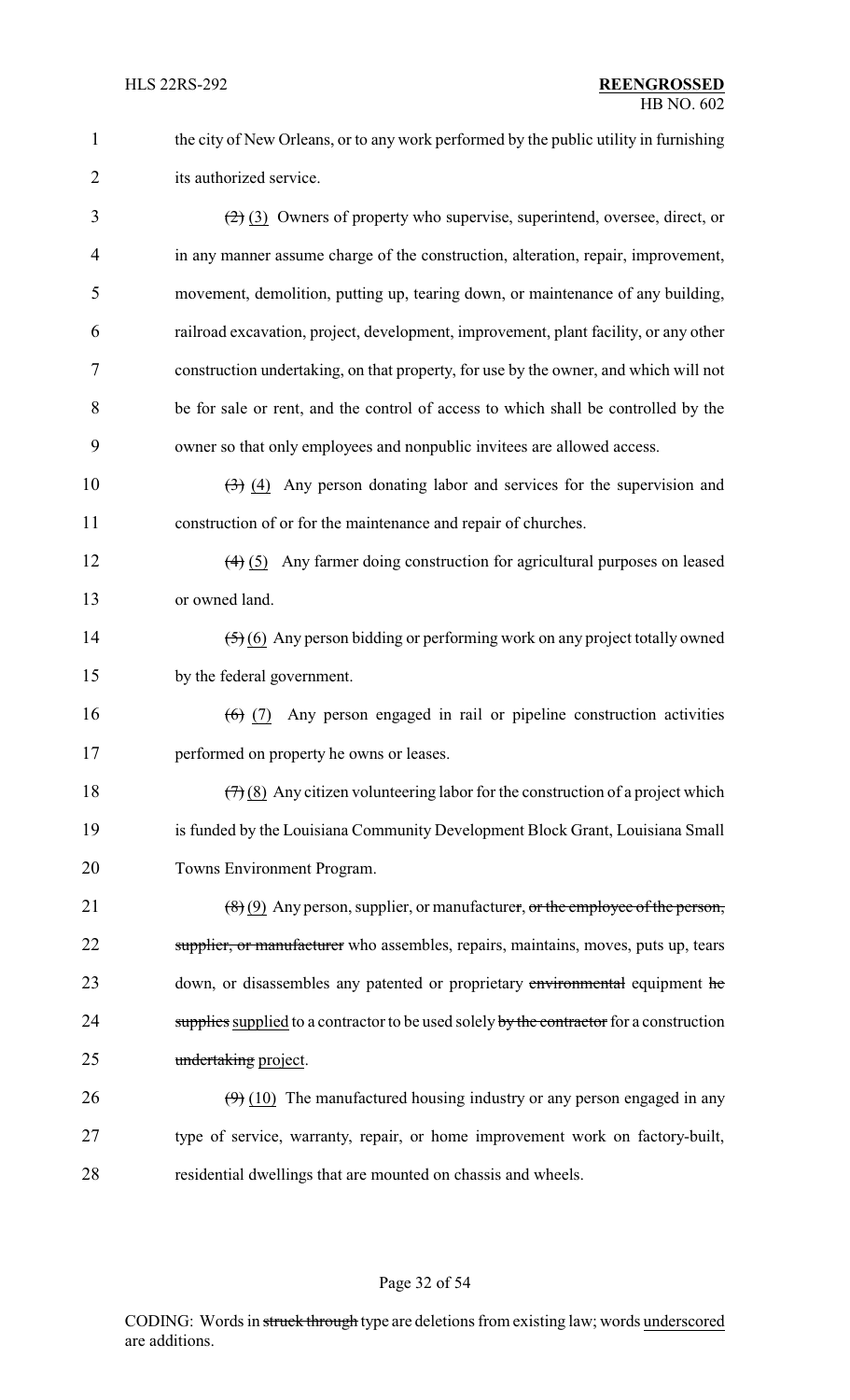the city of New Orleans, or to any work performed by the public utility in furnishing its authorized service.

~~(2)~~ (3) Owners of property who supervise, superintend, oversee, direct, or in any manner assume charge of the construction, alteration, repair, improvement, movement, demolition, putting up, tearing down, or maintenance of any building, railroad excavation, project, development, improvement, plant facility, or any other construction undertaking, on that property, for use by the owner, and which will not be for sale or rent, and the control of access to which shall be controlled by the owner so that only employees and nonpublic invitees are allowed access.

~~(3)~~ (4) Any person donating labor and services for the supervision and construction of or for the maintenance and repair of churches.

~~(4)~~ (5) Any farmer doing construction for agricultural purposes on leased or owned land.

~~(5)~~ (6) Any person bidding or performing work on any project totally owned by the federal government.

~~(6)~~ (7) Any person engaged in rail or pipeline construction activities performed on property he owns or leases.

~~(7)~~ (8) Any citizen volunteering labor for the construction of a project which is funded by the Louisiana Community Development Block Grant, Louisiana Small Towns Environment Program.

~~(8)~~ (9) Any person, supplier, or manufacture~~r, or the employee of the person, supplier, or manufacturer~~ who assembles, repairs, maintains, moves, puts up, tears down, or disassembles any patented or proprietary ~~environmental~~ equipment ~~he supplies~~ supplied to a contractor to be used solely ~~by the contractor~~ for a construction ~~undertaking~~ project.

~~(9)~~ (10) The manufactured housing industry or any person engaged in any type of service, warranty, repair, or home improvement work on factory-built, residential dwellings that are mounted on chassis and wheels.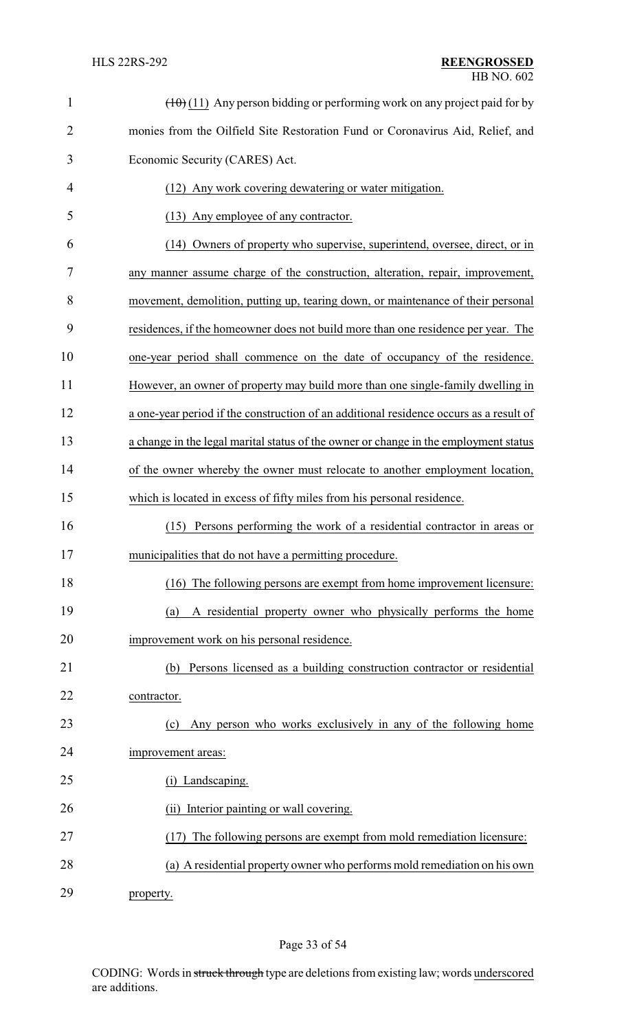~~(10)~~ (11) Any person bidding or performing work on any project paid for by monies from the Oilfield Site Restoration Fund or Coronavirus Aid, Relief, and Economic Security (CARES) Act.

(12) Any work covering dewatering or water mitigation.

(13) Any employee of any contractor.

(14) Owners of property who supervise, superintend, oversee, direct, or in any manner assume charge of the construction, alteration, repair, improvement, movement, demolition, putting up, tearing down, or maintenance of their personal residences, if the homeowner does not build more than one residence per year. The one-year period shall commence on the date of occupancy of the residence. However, an owner of property may build more than one single-family dwelling in a one-year period if the construction of an additional residence occurs as a result of a change in the legal marital status of the owner or change in the employment status of the owner whereby the owner must relocate to another employment location, which is located in excess of fifty miles from his personal residence.

(15) Persons performing the work of a residential contractor in areas or municipalities that do not have a permitting procedure.

(16) The following persons are exempt from home improvement licensure:

(a) A residential property owner who physically performs the home improvement work on his personal residence.

(b) Persons licensed as a building construction contractor or residential contractor.

(c) Any person who works exclusively in any of the following home improvement areas:

(i) Landscaping.

(ii) Interior painting or wall covering.

(17) The following persons are exempt from mold remediation licensure:

(a) A residential property owner who performs mold remediation on his own property.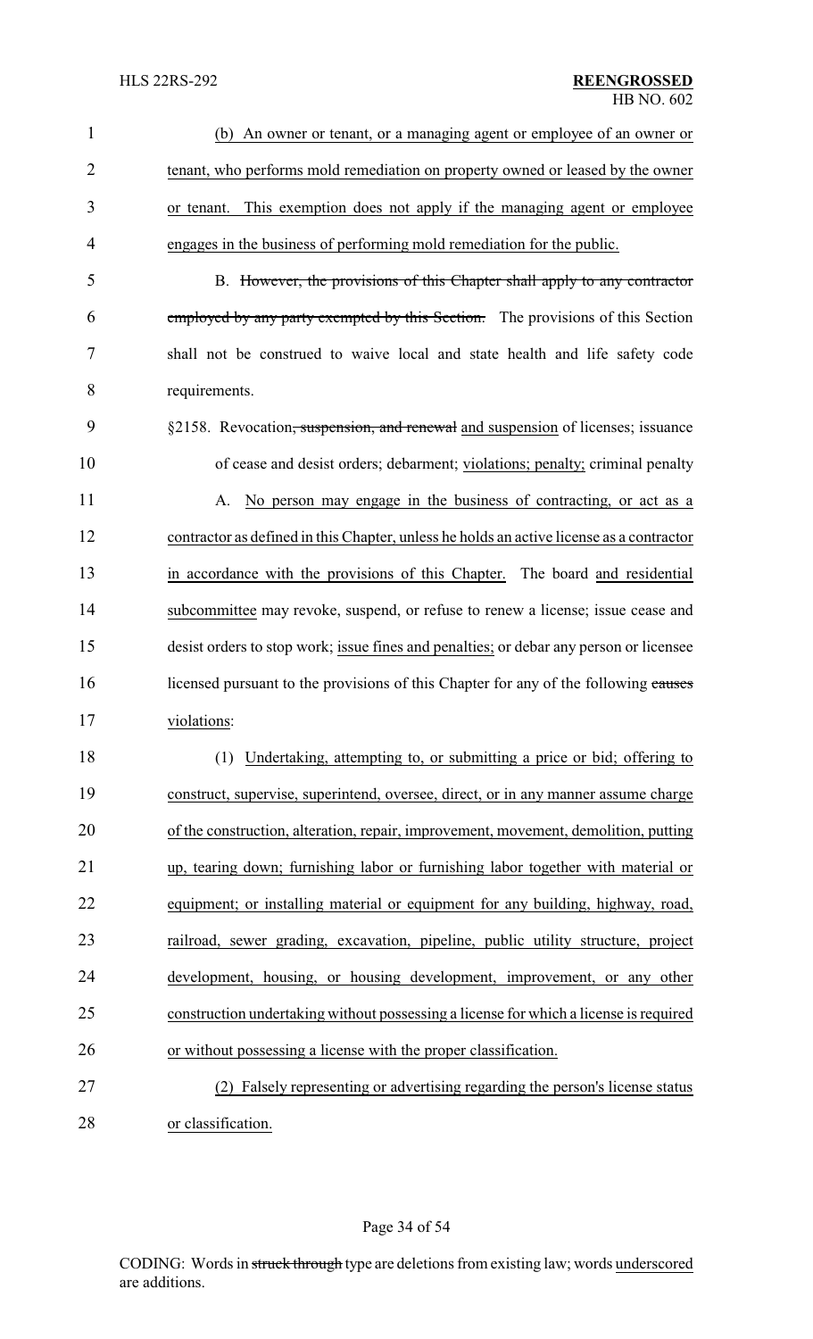(b) An owner or tenant, or a managing agent or employee of an owner or tenant, who performs mold remediation on property owned or leased by the owner or tenant. This exemption does not apply if the managing agent or employee engages in the business of performing mold remediation for the public.

B. ~~However, the provisions of this Chapter shall apply to any contractor employed by any party exempted by this Section.~~ The provisions of this Section shall not be construed to waive local and state health and life safety code requirements.

§2158. Revocation~~, suspension, and renewal~~ and suspension of licenses; issuance of cease and desist orders; debarment; violations; penalty; criminal penalty

A. No person may engage in the business of contracting, or act as a contractor as defined in this Chapter, unless he holds an active license as a contractor in accordance with the provisions of this Chapter. The board and residential subcommittee may revoke, suspend, or refuse to renew a license; issue cease and desist orders to stop work; issue fines and penalties; or debar any person or licensee licensed pursuant to the provisions of this Chapter for any of the following ~~causes~~ violations:

(1) Undertaking, attempting to, or submitting a price or bid; offering to construct, supervise, superintend, oversee, direct, or in any manner assume charge of the construction, alteration, repair, improvement, movement, demolition, putting up, tearing down; furnishing labor or furnishing labor together with material or equipment; or installing material or equipment for any building, highway, road, railroad, sewer grading, excavation, pipeline, public utility structure, project development, housing, or housing development, improvement, or any other construction undertaking without possessing a license for which a license is required or without possessing a license with the proper classification.

(2) Falsely representing or advertising regarding the person's license status or classification.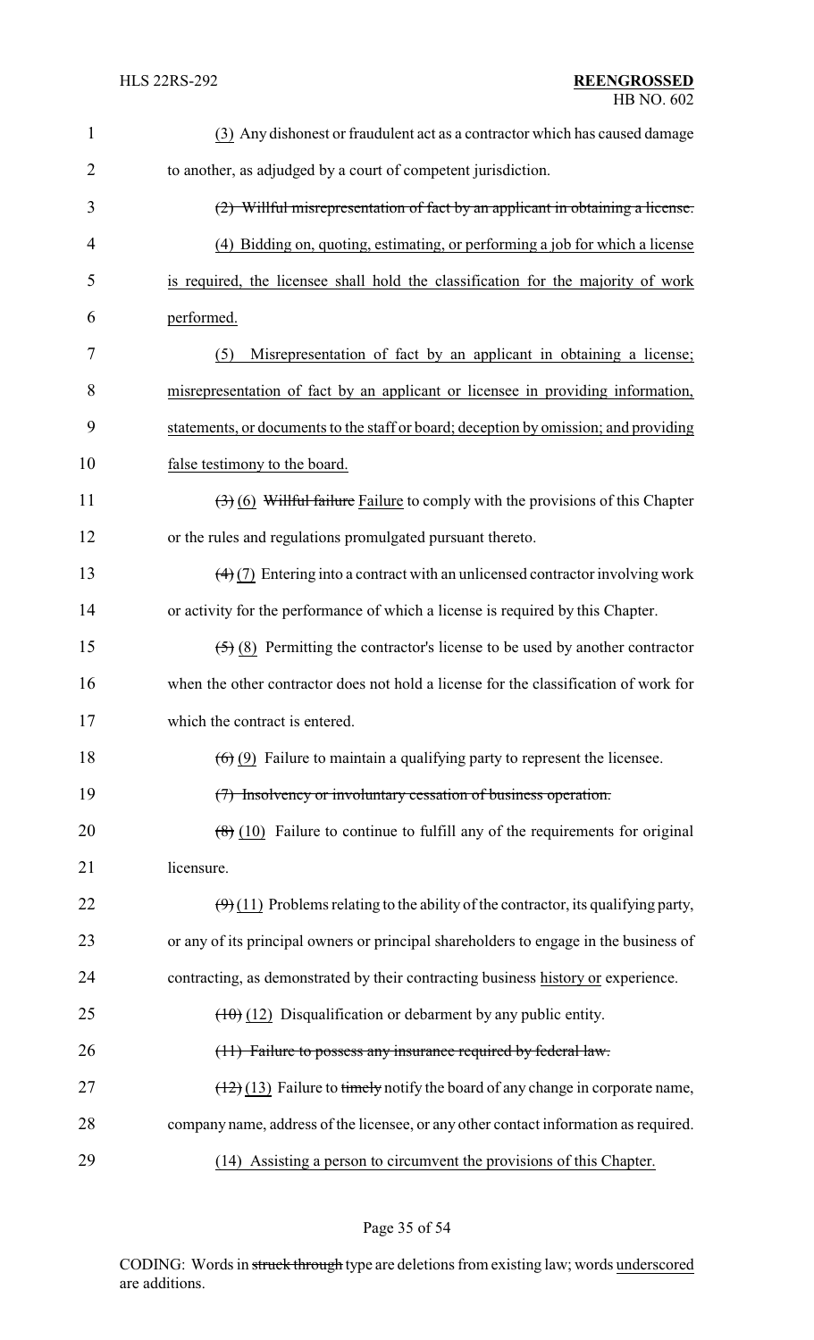(3) Any dishonest or fraudulent act as a contractor which has caused damage to another, as adjudged by a court of competent jurisdiction.

~~(2) Willful misrepresentation of fact by an applicant in obtaining a license.~~

(4) Bidding on, quoting, estimating, or performing a job for which a license is required, the licensee shall hold the classification for the majority of work performed.

(5) Misrepresentation of fact by an applicant in obtaining a license; misrepresentation of fact by an applicant or licensee in providing information, statements, or documents to the staff or board; deception by omission; and providing false testimony to the board.

~~(3)~~ (6) ~~Willful failure~~ Failure to comply with the provisions of this Chapter or the rules and regulations promulgated pursuant thereto.

~~(4)~~ (7) Entering into a contract with an unlicensed contractor involving work or activity for the performance of which a license is required by this Chapter.

~~(5)~~ (8) Permitting the contractor's license to be used by another contractor when the other contractor does not hold a license for the classification of work for which the contract is entered.

~~(6)~~ (9) Failure to maintain a qualifying party to represent the licensee.

~~(7) Insolvency or involuntary cessation of business operation.~~

~~(8)~~ (10) Failure to continue to fulfill any of the requirements for original licensure.

~~(9)~~ (11) Problems relating to the ability of the contractor, its qualifying party, or any of its principal owners or principal shareholders to engage in the business of contracting, as demonstrated by their contracting business history or experience.

~~(10)~~ (12) Disqualification or debarment by any public entity.

~~(11) Failure to possess any insurance required by federal law.~~

~~(12)~~ (13) Failure to ~~timely~~ notify the board of any change in corporate name, company name, address of the licensee, or any other contact information as required.

(14) Assisting a person to circumvent the provisions of this Chapter.

CODING: Words in ~~struck through~~ type are deletions from existing law; words underscored are additions.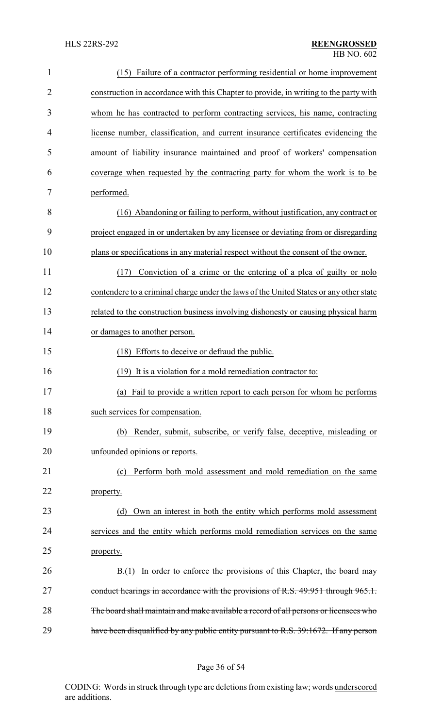(15) Failure of a contractor performing residential or home improvement construction in accordance with this Chapter to provide, in writing to the party with whom he has contracted to perform contracting services, his name, contracting license number, classification, and current insurance certificates evidencing the amount of liability insurance maintained and proof of workers' compensation coverage when requested by the contracting party for whom the work is to be performed.

(16) Abandoning or failing to perform, without justification, any contract or project engaged in or undertaken by any licensee or deviating from or disregarding plans or specifications in any material respect without the consent of the owner.

(17) Conviction of a crime or the entering of a plea of guilty or nolo contendere to a criminal charge under the laws of the United States or any other state related to the construction business involving dishonesty or causing physical harm or damages to another person.

(18) Efforts to deceive or defraud the public.

(19) It is a violation for a mold remediation contractor to:

(a) Fail to provide a written report to each person for whom he performs such services for compensation.

(b) Render, submit, subscribe, or verify false, deceptive, misleading or unfounded opinions or reports.

(c) Perform both mold assessment and mold remediation on the same property.

(d) Own an interest in both the entity which performs mold assessment services and the entity which performs mold remediation services on the same property.

B.(1) ~~In order to enforce the provisions of this Chapter, the board may conduct hearings in accordance with the provisions of R.S. 49:951 through 965.1. The board shall maintain and make available a record of all persons or licensees who have been disqualified by any public entity pursuant to R.S. 39:1672. If any person~~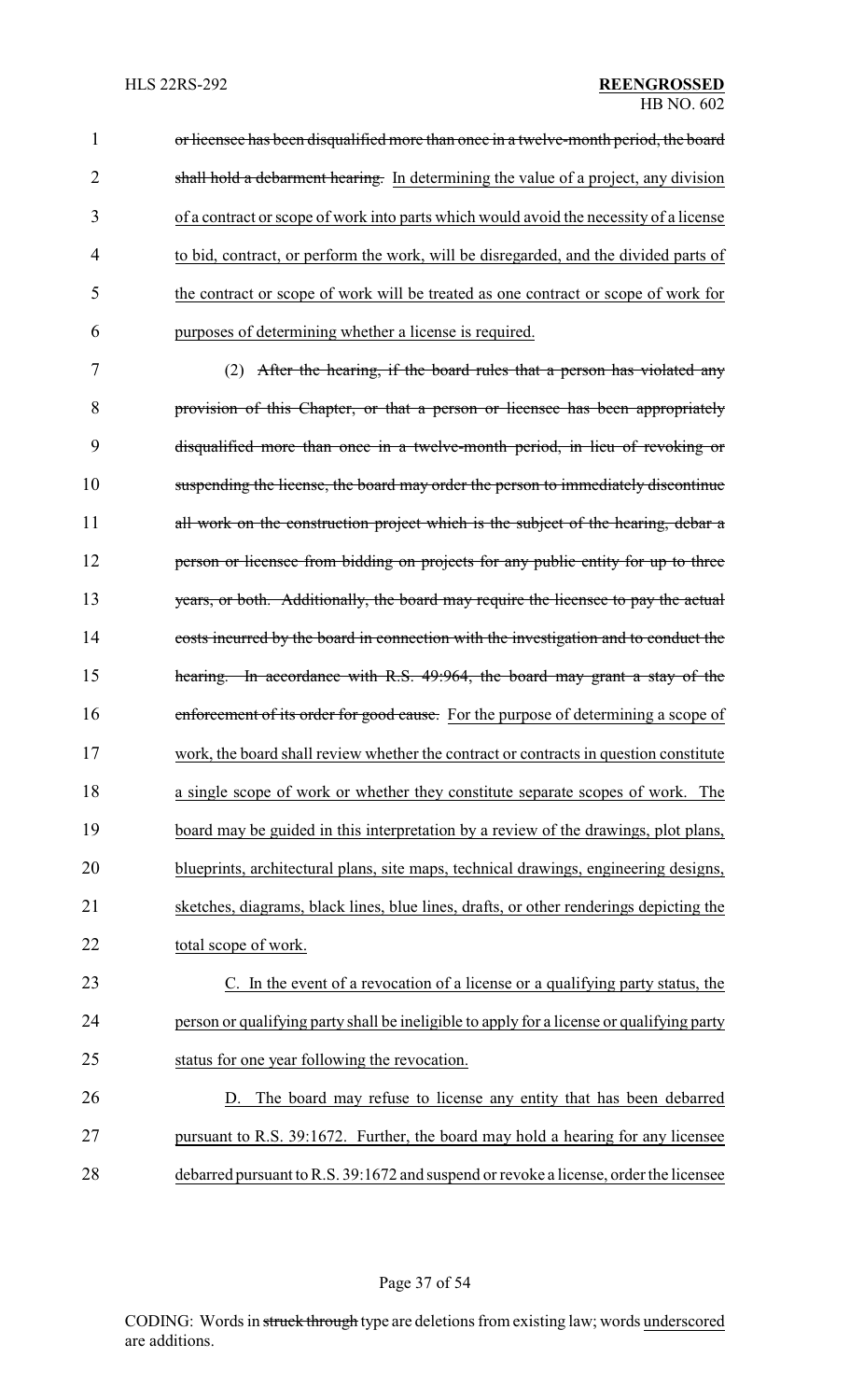~~or licensee has been disqualified more than once in a twelve-month period, the board shall hold a debarment hearing.~~ <u>In determining the value of a project, any division of a contract or scope of work into parts which would avoid the necessity of a license to bid, contract, or perform the work, will be disregarded, and the divided parts of the contract or scope of work will be treated as one contract or scope of work for purposes of determining whether a license is required.</u>

(2) ~~After the hearing, if the board rules that a person has violated any provision of this Chapter, or that a person or licensee has been appropriately disqualified more than once in a twelve-month period, in lieu of revoking or suspending the license, the board may order the person to immediately discontinue all work on the construction project which is the subject of the hearing, debar a person or licensee from bidding on projects for any public entity for up to three years, or both. Additionally, the board may require the licensee to pay the actual costs incurred by the board in connection with the investigation and to conduct the hearing. In accordance with R.S. 49:964, the board may grant a stay of the enforcement of its order for good cause.~~ <u>For the purpose of determining a scope of work, the board shall review whether the contract or contracts in question constitute a single scope of work or whether they constitute separate scopes of work. The board may be guided in this interpretation by a review of the drawings, plot plans, blueprints, architectural plans, site maps, technical drawings, engineering designs, sketches, diagrams, black lines, blue lines, drafts, or other renderings depicting the total scope of work.</u>

<u>C. In the event of a revocation of a license or a qualifying party status, the person or qualifying party shall be ineligible to apply for a license or qualifying party status for one year following the revocation.</u>

<u>D. The board may refuse to license any entity that has been debarred pursuant to R.S. 39:1672. Further, the board may hold a hearing for any licensee debarred pursuant to R.S. 39:1672 and suspend or revoke a license, order the licensee</u>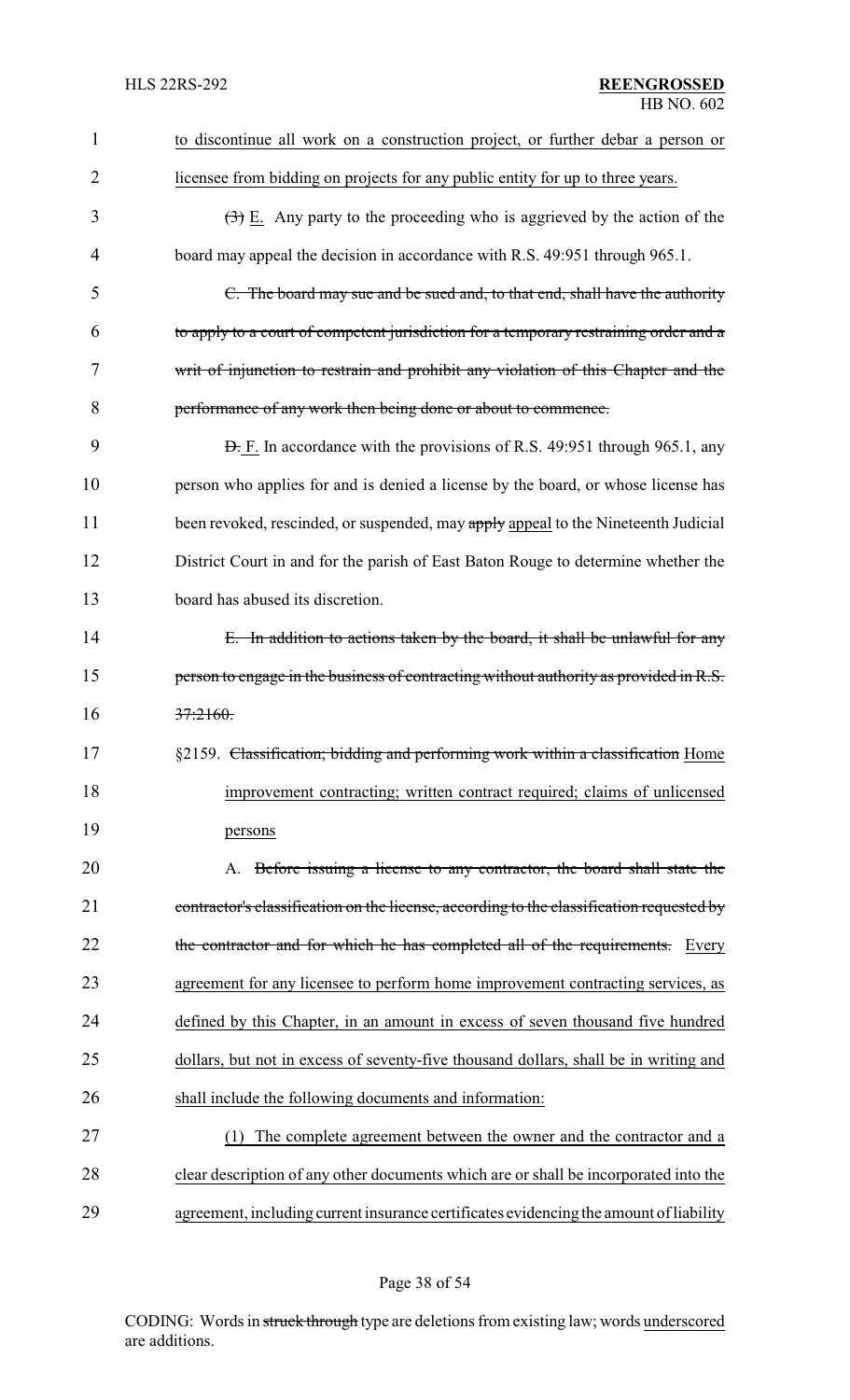to discontinue all work on a construction project, or further debar a person or licensee from bidding on projects for any public entity for up to three years.

~~(3)~~ E. Any party to the proceeding who is aggrieved by the action of the board may appeal the decision in accordance with R.S. 49:951 through 965.1.

~~C. The board may sue and be sued and, to that end, shall have the authority to apply to a court of competent jurisdiction for a temporary restraining order and a writ of injunction to restrain and prohibit any violation of this Chapter and the performance of any work then being done or about to commence.~~

~~D.~~ F. In accordance with the provisions of R.S. 49:951 through 965.1, any person who applies for and is denied a license by the board, or whose license has been revoked, rescinded, or suspended, may ~~apply~~ appeal to the Nineteenth Judicial District Court in and for the parish of East Baton Rouge to determine whether the board has abused its discretion.

~~E. In addition to actions taken by the board, it shall be unlawful for any person to engage in the business of contracting without authority as provided in R.S. 37:2160.~~

§2159. ~~Classification; bidding and performing work within a classification~~ Home improvement contracting; written contract required; claims of unlicensed persons

A. ~~Before issuing a license to any contractor, the board shall state the contractor's classification on the license, according to the classification requested by the contractor and for which he has completed all of the requirements.~~ Every agreement for any licensee to perform home improvement contracting services, as defined by this Chapter, in an amount in excess of seven thousand five hundred dollars, but not in excess of seventy-five thousand dollars, shall be in writing and shall include the following documents and information:

(1) The complete agreement between the owner and the contractor and a clear description of any other documents which are or shall be incorporated into the agreement, including current insurance certificates evidencing the amount of liability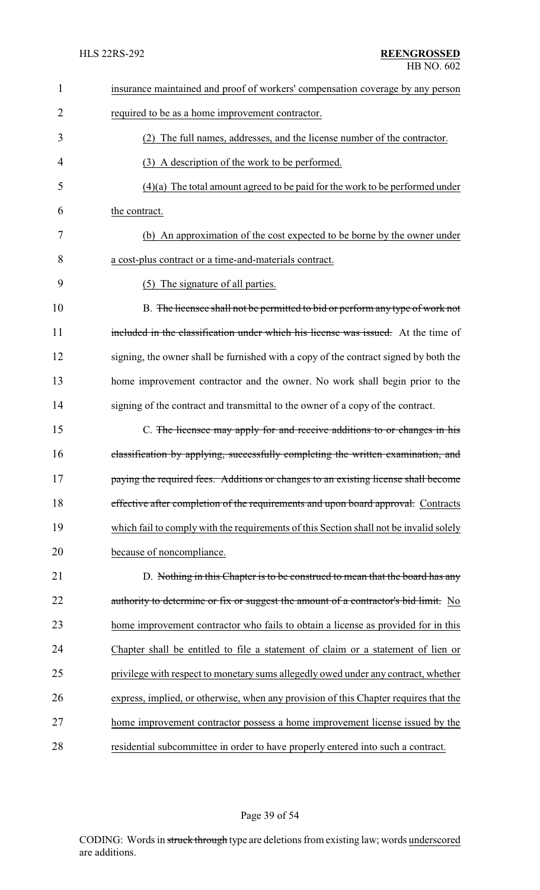insurance maintained and proof of workers' compensation coverage by any person required to be as a home improvement contractor.

(2) The full names, addresses, and the license number of the contractor.

(3) A description of the work to be performed.

(4)(a) The total amount agreed to be paid for the work to be performed under the contract.

(b) An approximation of the cost expected to be borne by the owner under a cost-plus contract or a time-and-materials contract.

(5) The signature of all parties.

B. ~~The licensee shall not be permitted to bid or perform any type of work not included in the classification under which his license was issued.~~ At the time of signing, the owner shall be furnished with a copy of the contract signed by both the home improvement contractor and the owner. No work shall begin prior to the signing of the contract and transmittal to the owner of a copy of the contract.

C. ~~The licensee may apply for and receive additions to or changes in his classification by applying, successfully completing the written examination, and paying the required fees. Additions or changes to an existing license shall become effective after completion of the requirements and upon board approval.~~ Contracts which fail to comply with the requirements of this Section shall not be invalid solely because of noncompliance.

D. ~~Nothing in this Chapter is to be construed to mean that the board has any authority to determine or fix or suggest the amount of a contractor's bid limit.~~ No home improvement contractor who fails to obtain a license as provided for in this Chapter shall be entitled to file a statement of claim or a statement of lien or privilege with respect to monetary sums allegedly owed under any contract, whether express, implied, or otherwise, when any provision of this Chapter requires that the home improvement contractor possess a home improvement license issued by the residential subcommittee in order to have properly entered into such a contract.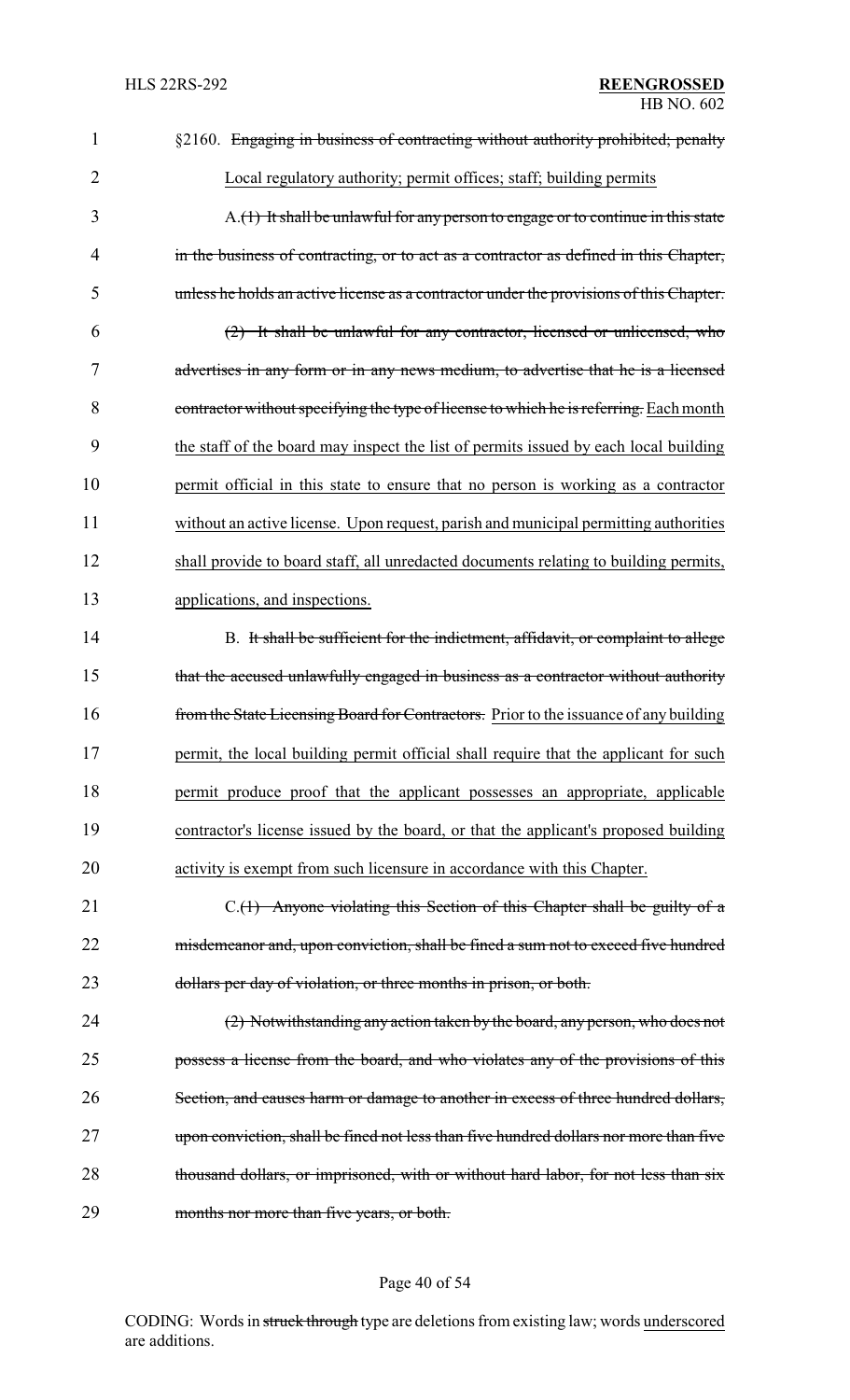§2160. ~~Engaging in business of contracting without authority prohibited; penalty~~ Local regulatory authority; permit offices; staff; building permits

A.~~(1) It shall be unlawful for any person to engage or to continue in this state in the business of contracting, or to act as a contractor as defined in this Chapter, unless he holds an active license as a contractor under the provisions of this Chapter.~~

~~(2) It shall be unlawful for any contractor, licensed or unlicensed, who advertises in any form or in any news medium, to advertise that he is a licensed contractor without specifying the type of license to which he is referring.~~ Each month the staff of the board may inspect the list of permits issued by each local building permit official in this state to ensure that no person is working as a contractor without an active license. Upon request, parish and municipal permitting authorities shall provide to board staff, all unredacted documents relating to building permits, applications, and inspections.

B. ~~It shall be sufficient for the indictment, affidavit, or complaint to allege that the accused unlawfully engaged in business as a contractor without authority from the State Licensing Board for Contractors.~~ Prior to the issuance of any building permit, the local building permit official shall require that the applicant for such permit produce proof that the applicant possesses an appropriate, applicable contractor's license issued by the board, or that the applicant's proposed building activity is exempt from such licensure in accordance with this Chapter.

C.~~(1) Anyone violating this Section of this Chapter shall be guilty of a misdemeanor and, upon conviction, shall be fined a sum not to exceed five hundred dollars per day of violation, or three months in prison, or both.~~

~~(2) Notwithstanding any action taken by the board, any person, who does not possess a license from the board, and who violates any of the provisions of this Section, and causes harm or damage to another in excess of three hundred dollars, upon conviction, shall be fined not less than five hundred dollars nor more than five thousand dollars, or imprisoned, with or without hard labor, for not less than six months nor more than five years, or both.~~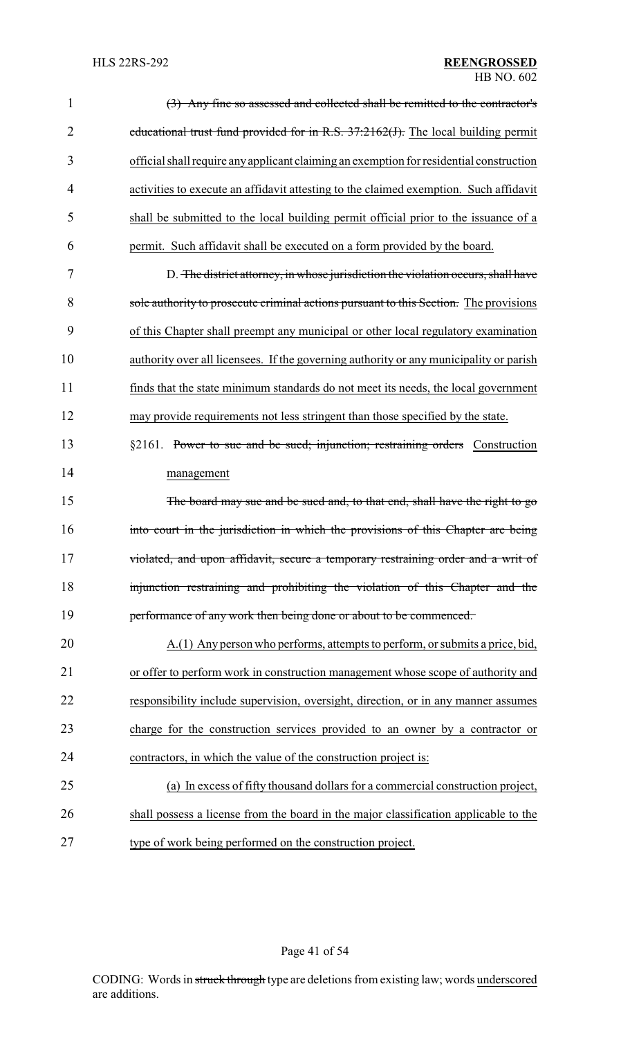~~(3) Any fine so assessed and collected shall be remitted to the contractor's educational trust fund provided for in R.S. 37:2162(J).~~ The local building permit official shall require any applicant claiming an exemption for residential construction activities to execute an affidavit attesting to the claimed exemption. Such affidavit shall be submitted to the local building permit official prior to the issuance of a permit. Such affidavit shall be executed on a form provided by the board.

D. ~~The district attorney, in whose jurisdiction the violation occurs, shall have sole authority to prosecute criminal actions pursuant to this Section.~~ The provisions of this Chapter shall preempt any municipal or other local regulatory examination authority over all licensees. If the governing authority or any municipality or parish finds that the state minimum standards do not meet its needs, the local government may provide requirements not less stringent than those specified by the state.

§2161. ~~Power to sue and be sued; injunction; restraining orders~~ Construction management

~~The board may sue and be sued and, to that end, shall have the right to go into court in the jurisdiction in which the provisions of this Chapter are being violated, and upon affidavit, secure a temporary restraining order and a writ of injunction restraining and prohibiting the violation of this Chapter and the performance of any work then being done or about to be commenced.~~

A.(1) Any person who performs, attempts to perform, or submits a price, bid, or offer to perform work in construction management whose scope of authority and responsibility include supervision, oversight, direction, or in any manner assumes charge for the construction services provided to an owner by a contractor or contractors, in which the value of the construction project is:

(a) In excess of fifty thousand dollars for a commercial construction project, shall possess a license from the board in the major classification applicable to the type of work being performed on the construction project.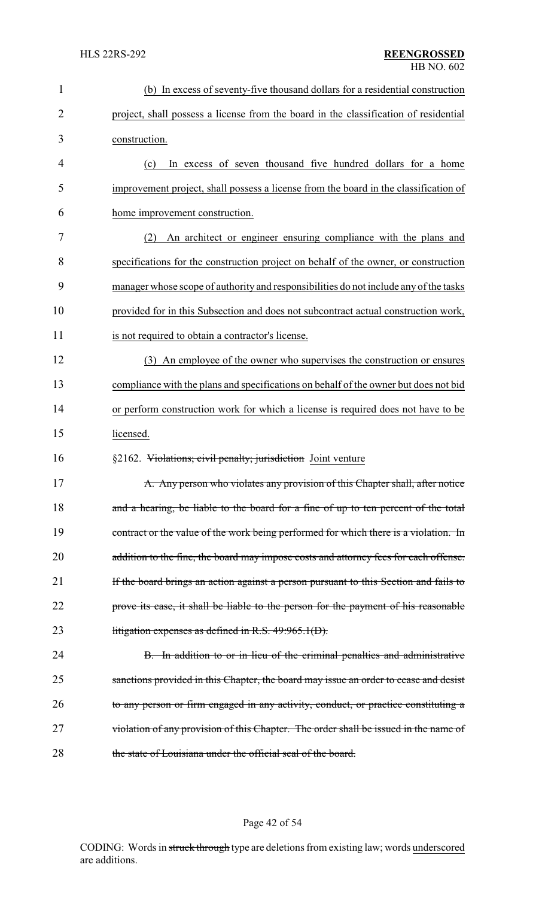(b) In excess of seventy-five thousand dollars for a residential construction project, shall possess a license from the board in the classification of residential construction.

(c) In excess of seven thousand five hundred dollars for a home improvement project, shall possess a license from the board in the classification of home improvement construction.

(2) An architect or engineer ensuring compliance with the plans and specifications for the construction project on behalf of the owner, or construction manager whose scope of authority and responsibilities do not include any of the tasks provided for in this Subsection and does not subcontract actual construction work, is not required to obtain a contractor's license.

(3) An employee of the owner who supervises the construction or ensures compliance with the plans and specifications on behalf of the owner but does not bid or perform construction work for which a license is required does not have to be licensed.

§2162. ~~Violations; civil penalty; jurisdiction~~ Joint venture

~~A. Any person who violates any provision of this Chapter shall, after notice and a hearing, be liable to the board for a fine of up to ten percent of the total contract or the value of the work being performed for which there is a violation. In addition to the fine, the board may impose costs and attorney fees for each offense. If the board brings an action against a person pursuant to this Section and fails to prove its case, it shall be liable to the person for the payment of his reasonable litigation expenses as defined in R.S. 49:965.1(D).~~

~~B. In addition to or in lieu of the criminal penalties and administrative sanctions provided in this Chapter, the board may issue an order to cease and desist to any person or firm engaged in any activity, conduct, or practice constituting a violation of any provision of this Chapter. The order shall be issued in the name of the state of Louisiana under the official seal of the board.~~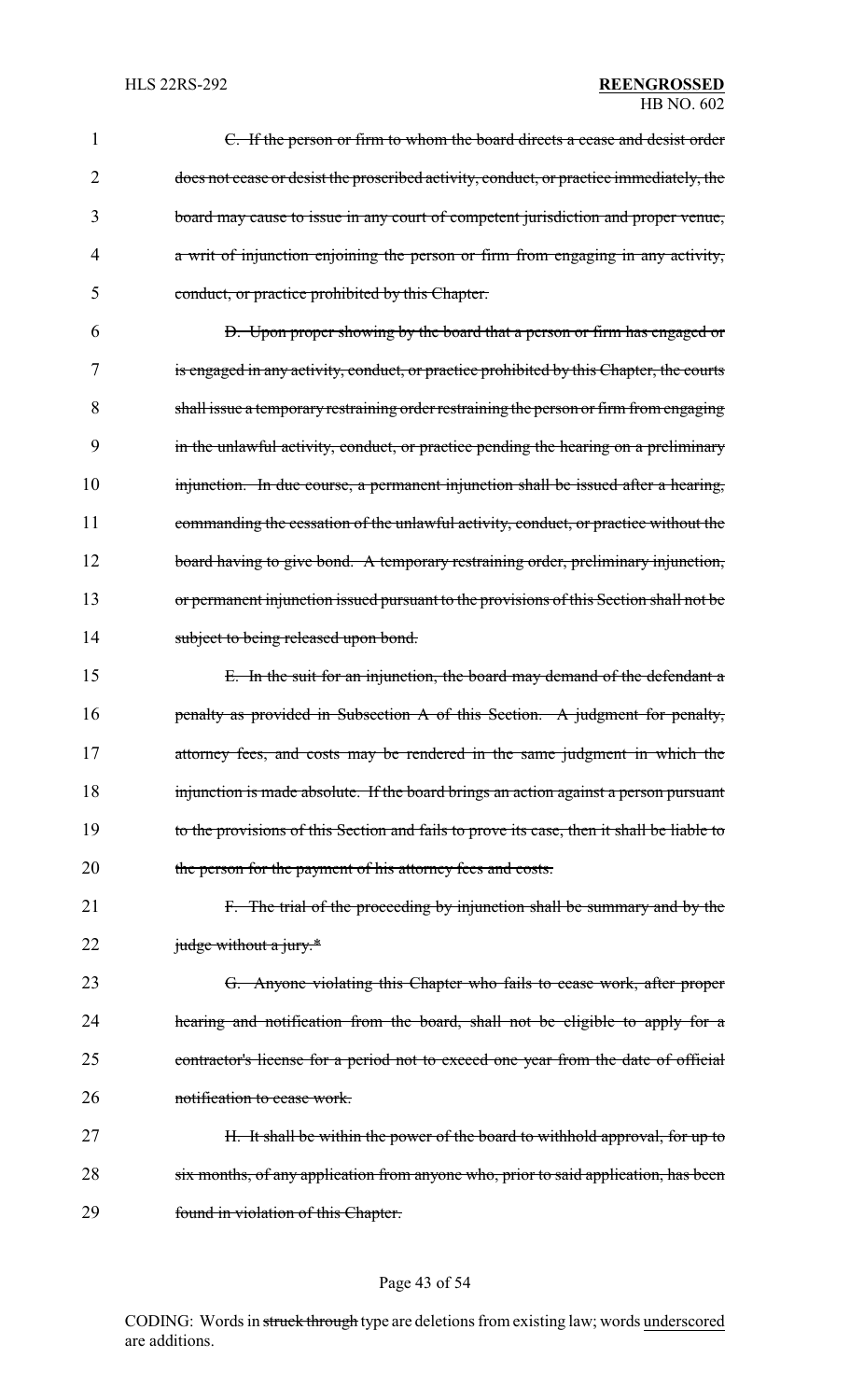~~C. If the person or firm to whom the board directs a cease and desist order does not cease or desist the proscribed activity, conduct, or practice immediately, the board may cause to issue in any court of competent jurisdiction and proper venue, a writ of injunction enjoining the person or firm from engaging in any activity, conduct, or practice prohibited by this Chapter.~~

~~D. Upon proper showing by the board that a person or firm has engaged or is engaged in any activity, conduct, or practice prohibited by this Chapter, the courts shall issue a temporary restraining order restraining the person or firm from engaging in the unlawful activity, conduct, or practice pending the hearing on a preliminary injunction. In due course, a permanent injunction shall be issued after a hearing, commanding the cessation of the unlawful activity, conduct, or practice without the board having to give bond. A temporary restraining order, preliminary injunction, or permanent injunction issued pursuant to the provisions of this Section shall not be subject to being released upon bond.~~

~~E. In the suit for an injunction, the board may demand of the defendant a penalty as provided in Subsection A of this Section. A judgment for penalty, attorney fees, and costs may be rendered in the same judgment in which the injunction is made absolute. If the board brings an action against a person pursuant to the provisions of this Section and fails to prove its case, then it shall be liable to the person for the payment of his attorney fees and costs.~~

~~F. The trial of the proceeding by injunction shall be summary and by the judge without a jury.*~~

~~G. Anyone violating this Chapter who fails to cease work, after proper hearing and notification from the board, shall not be eligible to apply for a contractor's license for a period not to exceed one year from the date of official notification to cease work.~~

~~H. It shall be within the power of the board to withhold approval, for up to six months, of any application from anyone who, prior to said application, has been found in violation of this Chapter.~~

CODING: Words in ~~struck through~~ type are deletions from existing law; words underscored are additions.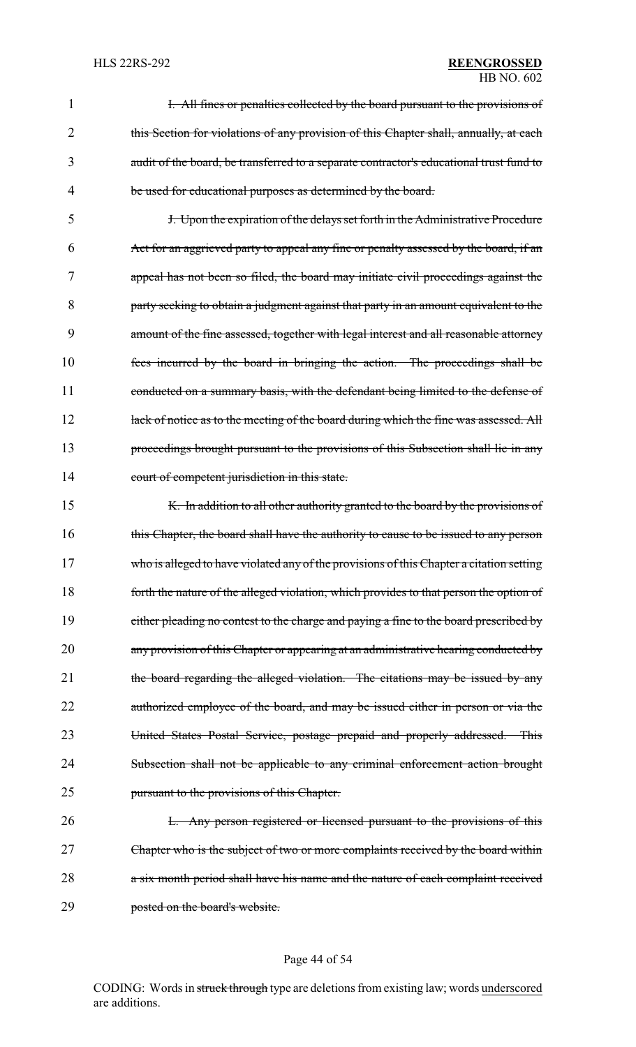~~I. All fines or penalties collected by the board pursuant to the provisions of this Section for violations of any provision of this Chapter shall, annually, at each audit of the board, be transferred to a separate contractor's educational trust fund to be used for educational purposes as determined by the board.~~

~~J. Upon the expiration of the delays set forth in the Administrative Procedure Act for an aggrieved party to appeal any fine or penalty assessed by the board, if an appeal has not been so filed, the board may initiate civil proceedings against the party seeking to obtain a judgment against that party in an amount equivalent to the amount of the fine assessed, together with legal interest and all reasonable attorney fees incurred by the board in bringing the action. The proceedings shall be conducted on a summary basis, with the defendant being limited to the defense of lack of notice as to the meeting of the board during which the fine was assessed. All proceedings brought pursuant to the provisions of this Subsection shall lie in any court of competent jurisdiction in this state.~~

~~K. In addition to all other authority granted to the board by the provisions of this Chapter, the board shall have the authority to cause to be issued to any person who is alleged to have violated any of the provisions of this Chapter a citation setting forth the nature of the alleged violation, which provides to that person the option of either pleading no contest to the charge and paying a fine to the board prescribed by any provision of this Chapter or appearing at an administrative hearing conducted by the board regarding the alleged violation. The citations may be issued by any authorized employee of the board, and may be issued either in person or via the United States Postal Service, postage prepaid and properly addressed. This Subsection shall not be applicable to any criminal enforcement action brought pursuant to the provisions of this Chapter.~~

~~L. Any person registered or licensed pursuant to the provisions of this Chapter who is the subject of two or more complaints received by the board within a six month period shall have his name and the nature of each complaint received posted on the board's website.~~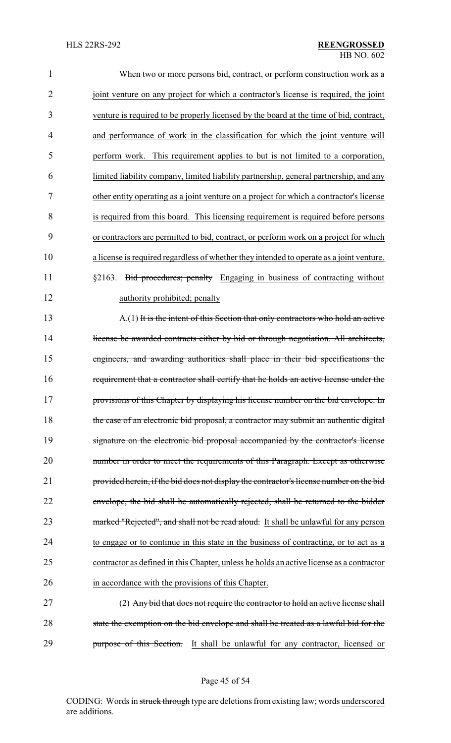When two or more persons bid, contract, or perform construction work as a joint venture on any project for which a contractor's license is required, the joint venture is required to be properly licensed by the board at the time of bid, contract, and performance of work in the classification for which the joint venture will perform work. This requirement applies to but is not limited to a corporation, limited liability company, limited liability partnership, general partnership, and any other entity operating as a joint venture on a project for which a contractor's license is required from this board. This licensing requirement is required before persons or contractors are permitted to bid, contract, or perform work on a project for which a license is required regardless of whether they intended to operate as a joint venture.

§2163. ~~Bid procedures; penalty~~ Engaging in business of contracting without authority prohibited; penalty

A.(1) ~~It is the intent of this Section that only contractors who hold an active license be awarded contracts either by bid or through negotiation. All architects, engineers, and awarding authorities shall place in their bid specifications the requirement that a contractor shall certify that he holds an active license under the provisions of this Chapter by displaying his license number on the bid envelope. In the case of an electronic bid proposal, a contractor may submit an authentic digital signature on the electronic bid proposal accompanied by the contractor's license number in order to meet the requirements of this Paragraph. Except as otherwise provided herein, if the bid does not display the contractor's license number on the bid envelope, the bid shall be automatically rejected, shall be returned to the bidder marked "Rejected", and shall not be read aloud.~~ It shall be unlawful for any person to engage or to continue in this state in the business of contracting, or to act as a contractor as defined in this Chapter, unless he holds an active license as a contractor in accordance with the provisions of this Chapter.

(2) ~~Any bid that does not require the contractor to hold an active license shall state the exemption on the bid envelope and shall be treated as a lawful bid for the purpose of this Section.~~ It shall be unlawful for any contractor, licensed or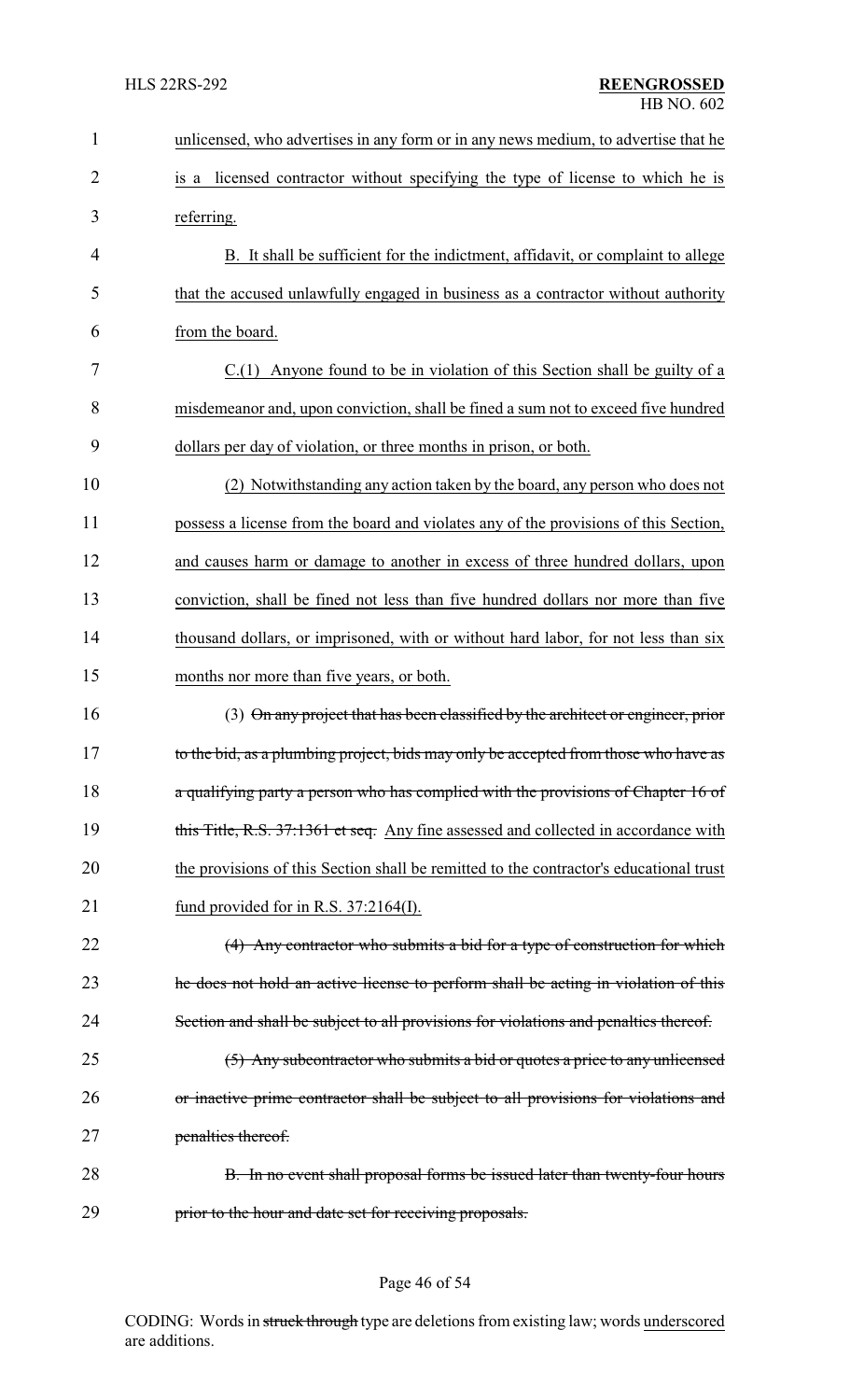unlicensed, who advertises in any form or in any news medium, to advertise that he is a licensed contractor without specifying the type of license to which he is referring.

B. It shall be sufficient for the indictment, affidavit, or complaint to allege that the accused unlawfully engaged in business as a contractor without authority from the board.

C.(1) Anyone found to be in violation of this Section shall be guilty of a misdemeanor and, upon conviction, shall be fined a sum not to exceed five hundred dollars per day of violation, or three months in prison, or both.

(2) Notwithstanding any action taken by the board, any person who does not possess a license from the board and violates any of the provisions of this Section, and causes harm or damage to another in excess of three hundred dollars, upon conviction, shall be fined not less than five hundred dollars nor more than five thousand dollars, or imprisoned, with or without hard labor, for not less than six months nor more than five years, or both.

(3) ~~On any project that has been classified by the architect or engineer, prior to the bid, as a plumbing project, bids may only be accepted from those who have as a qualifying party a person who has complied with the provisions of Chapter 16 of this Title, R.S. 37:1361 et seq.~~ Any fine assessed and collected in accordance with the provisions of this Section shall be remitted to the contractor's educational trust fund provided for in R.S. 37:2164(I).

~~(4) Any contractor who submits a bid for a type of construction for which he does not hold an active license to perform shall be acting in violation of this Section and shall be subject to all provisions for violations and penalties thereof.~~

~~(5) Any subcontractor who submits a bid or quotes a price to any unlicensed or inactive prime contractor shall be subject to all provisions for violations and penalties thereof.~~

~~B. In no event shall proposal forms be issued later than twenty-four hours prior to the hour and date set for receiving proposals.~~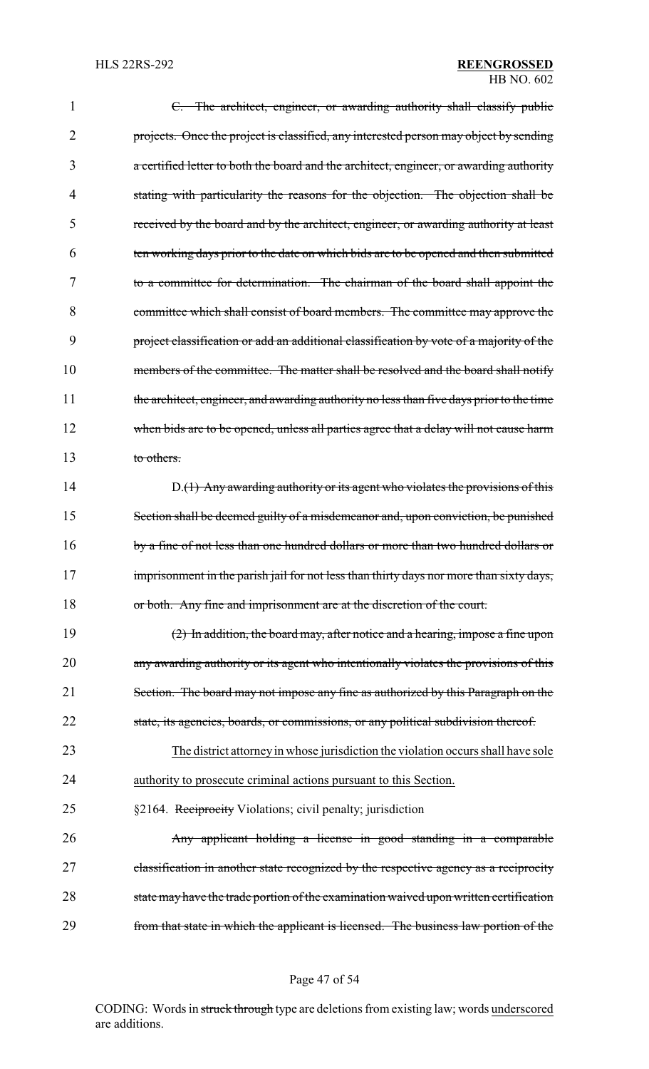~~C. The architect, engineer, or awarding authority shall classify public projects. Once the project is classified, any interested person may object by sending a certified letter to both the board and the architect, engineer, or awarding authority stating with particularity the reasons for the objection. The objection shall be received by the board and by the architect, engineer, or awarding authority at least ten working days prior to the date on which bids are to be opened and then submitted to a committee for determination. The chairman of the board shall appoint the committee which shall consist of board members. The committee may approve the project classification or add an additional classification by vote of a majority of the members of the committee. The matter shall be resolved and the board shall notify the architect, engineer, and awarding authority no less than five days prior to the time when bids are to be opened, unless all parties agree that a delay will not cause harm to others.~~

D.~~(1) Any awarding authority or its agent who violates the provisions of this Section shall be deemed guilty of a misdemeanor and, upon conviction, be punished by a fine of not less than one hundred dollars or more than two hundred dollars or imprisonment in the parish jail for not less than thirty days nor more than sixty days, or both. Any fine and imprisonment are at the discretion of the court.~~

~~(2) In addition, the board may, after notice and a hearing, impose a fine upon any awarding authority or its agent who intentionally violates the provisions of this Section. The board may not impose any fine as authorized by this Paragraph on the state, its agencies, boards, or commissions, or any political subdivision thereof.~~

<u>The district attorney in whose jurisdiction the violation occurs shall have sole authority to prosecute criminal actions pursuant to this Section.</u>

§2164. ~~Reciprocity~~ <u>Violations; civil penalty; jurisdiction</u>

~~Any applicant holding a license in good standing in a comparable classification in another state recognized by the respective agency as a reciprocity state may have the trade portion of the examination waived upon written certification from that state in which the applicant is licensed. The business law portion of the~~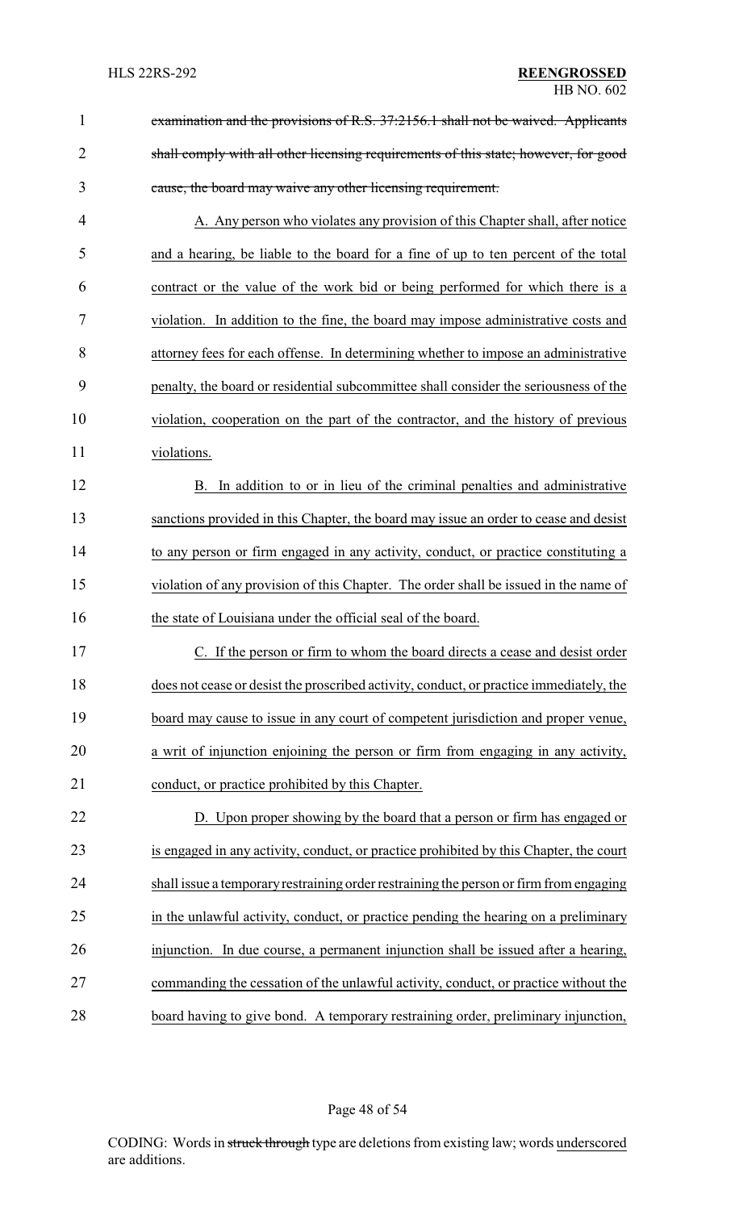~~examination and the provisions of R.S. 37:2156.1 shall not be waived. Applicants shall comply with all other licensing requirements of this state; however, for good cause, the board may waive any other licensing requirement.~~

<u>A. Any person who violates any provision of this Chapter shall, after notice and a hearing, be liable to the board for a fine of up to ten percent of the total contract or the value of the work bid or being performed for which there is a violation. In addition to the fine, the board may impose administrative costs and attorney fees for each offense. In determining whether to impose an administrative penalty, the board or residential subcommittee shall consider the seriousness of the violation, cooperation on the part of the contractor, and the history of previous violations.</u>

<u>B. In addition to or in lieu of the criminal penalties and administrative sanctions provided in this Chapter, the board may issue an order to cease and desist to any person or firm engaged in any activity, conduct, or practice constituting a violation of any provision of this Chapter. The order shall be issued in the name of the state of Louisiana under the official seal of the board.</u>

<u>C. If the person or firm to whom the board directs a cease and desist order does not cease or desist the proscribed activity, conduct, or practice immediately, the board may cause to issue in any court of competent jurisdiction and proper venue, a writ of injunction enjoining the person or firm from engaging in any activity, conduct, or practice prohibited by this Chapter.</u>

<u>D. Upon proper showing by the board that a person or firm has engaged or is engaged in any activity, conduct, or practice prohibited by this Chapter, the court shall issue a temporary restraining order restraining the person or firm from engaging in the unlawful activity, conduct, or practice pending the hearing on a preliminary injunction. In due course, a permanent injunction shall be issued after a hearing, commanding the cessation of the unlawful activity, conduct, or practice without the board having to give bond. A temporary restraining order, preliminary injunction,</u>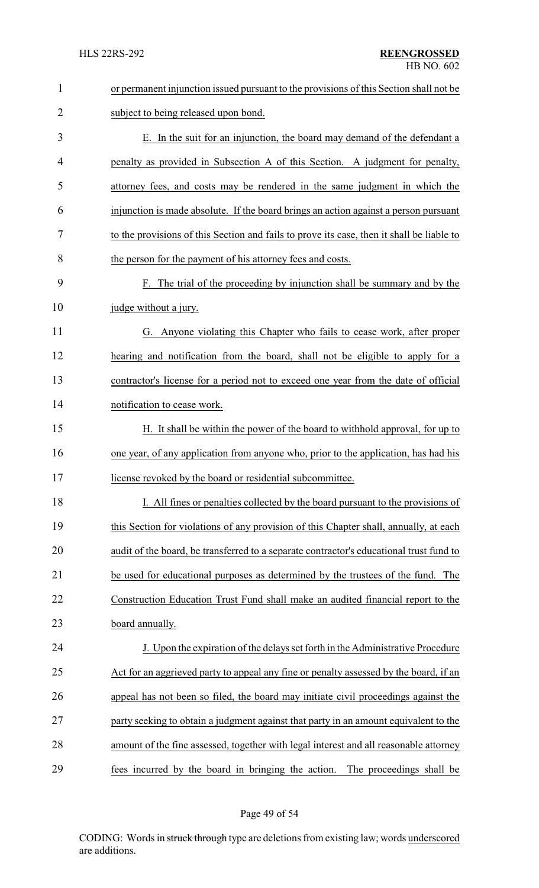or permanent injunction issued pursuant to the provisions of this Section shall not be subject to being released upon bond.

E. In the suit for an injunction, the board may demand of the defendant a penalty as provided in Subsection A of this Section. A judgment for penalty, attorney fees, and costs may be rendered in the same judgment in which the injunction is made absolute. If the board brings an action against a person pursuant to the provisions of this Section and fails to prove its case, then it shall be liable to the person for the payment of his attorney fees and costs.

F. The trial of the proceeding by injunction shall be summary and by the judge without a jury.

G. Anyone violating this Chapter who fails to cease work, after proper hearing and notification from the board, shall not be eligible to apply for a contractor's license for a period not to exceed one year from the date of official notification to cease work.

H. It shall be within the power of the board to withhold approval, for up to one year, of any application from anyone who, prior to the application, has had his license revoked by the board or residential subcommittee.

I. All fines or penalties collected by the board pursuant to the provisions of this Section for violations of any provision of this Chapter shall, annually, at each audit of the board, be transferred to a separate contractor's educational trust fund to be used for educational purposes as determined by the trustees of the fund. The Construction Education Trust Fund shall make an audited financial report to the board annually.

J. Upon the expiration of the delays set forth in the Administrative Procedure Act for an aggrieved party to appeal any fine or penalty assessed by the board, if an appeal has not been so filed, the board may initiate civil proceedings against the party seeking to obtain a judgment against that party in an amount equivalent to the amount of the fine assessed, together with legal interest and all reasonable attorney fees incurred by the board in bringing the action. The proceedings shall be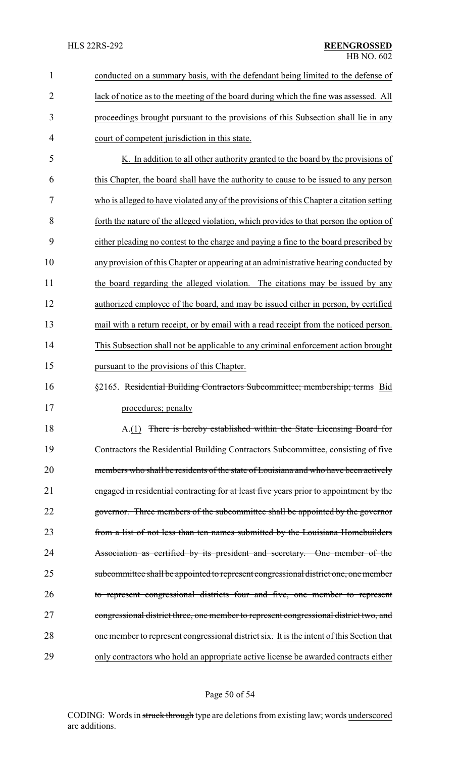conducted on a summary basis, with the defendant being limited to the defense of lack of notice as to the meeting of the board during which the fine was assessed. All proceedings brought pursuant to the provisions of this Subsection shall lie in any court of competent jurisdiction in this state.

K. In addition to all other authority granted to the board by the provisions of this Chapter, the board shall have the authority to cause to be issued to any person who is alleged to have violated any of the provisions of this Chapter a citation setting forth the nature of the alleged violation, which provides to that person the option of either pleading no contest to the charge and paying a fine to the board prescribed by any provision of this Chapter or appearing at an administrative hearing conducted by the board regarding the alleged violation. The citations may be issued by any authorized employee of the board, and may be issued either in person, by certified mail with a return receipt, or by email with a read receipt from the noticed person. This Subsection shall not be applicable to any criminal enforcement action brought pursuant to the provisions of this Chapter.

§2165. ~~Residential Building Contractors Subcommittee; membership; terms~~ Bid procedures; penalty

A.(1) ~~There is hereby established within the State Licensing Board for Contractors the Residential Building Contractors Subcommittee, consisting of five members who shall be residents of the state of Louisiana and who have been actively engaged in residential contracting for at least five years prior to appointment by the governor. Three members of the subcommittee shall be appointed by the governor from a list of not less than ten names submitted by the Louisiana Homebuilders Association as certified by its president and secretary. One member of the subcommittee shall be appointed to represent congressional district one, one member to represent congressional districts four and five, one member to represent congressional district three, one member to represent congressional district two, and one member to represent congressional district six.~~ It is the intent of this Section that only contractors who hold an appropriate active license be awarded contracts either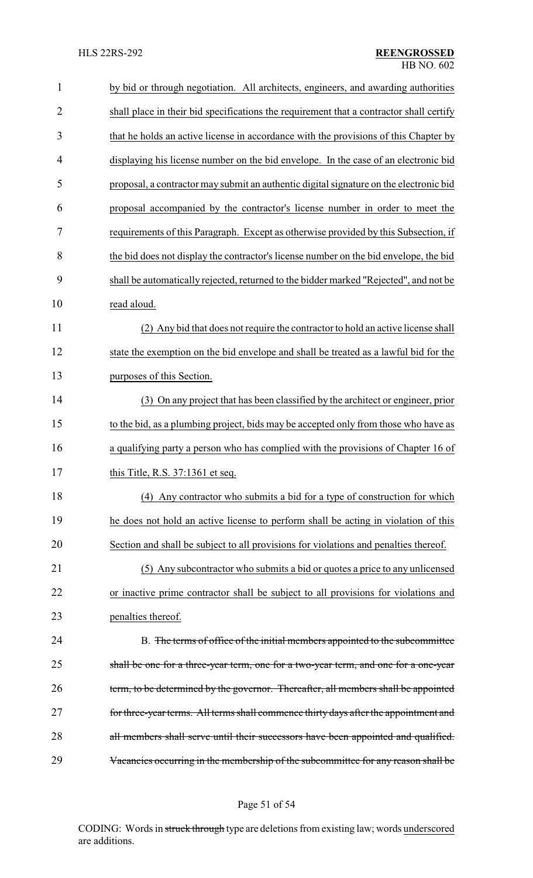by bid or through negotiation. All architects, engineers, and awarding authorities shall place in their bid specifications the requirement that a contractor shall certify that he holds an active license in accordance with the provisions of this Chapter by displaying his license number on the bid envelope. In the case of an electronic bid proposal, a contractor may submit an authentic digital signature on the electronic bid proposal accompanied by the contractor's license number in order to meet the requirements of this Paragraph. Except as otherwise provided by this Subsection, if the bid does not display the contractor's license number on the bid envelope, the bid shall be automatically rejected, returned to the bidder marked "Rejected", and not be read aloud.

(2) Any bid that does not require the contractor to hold an active license shall state the exemption on the bid envelope and shall be treated as a lawful bid for the purposes of this Section.

(3) On any project that has been classified by the architect or engineer, prior to the bid, as a plumbing project, bids may be accepted only from those who have as a qualifying party a person who has complied with the provisions of Chapter 16 of this Title, R.S. 37:1361 et seq.

(4) Any contractor who submits a bid for a type of construction for which he does not hold an active license to perform shall be acting in violation of this Section and shall be subject to all provisions for violations and penalties thereof.

(5) Any subcontractor who submits a bid or quotes a price to any unlicensed or inactive prime contractor shall be subject to all provisions for violations and penalties thereof.

B. ~~The terms of office of the initial members appointed to the subcommittee shall be one for a three-year term, one for a two-year term, and one for a one-year term, to be determined by the governor. Thereafter, all members shall be appointed for three-year terms. All terms shall commence thirty days after the appointment and all members shall serve until their successors have been appointed and qualified. Vacancies occurring in the membership of the subcommittee for any reason shall be~~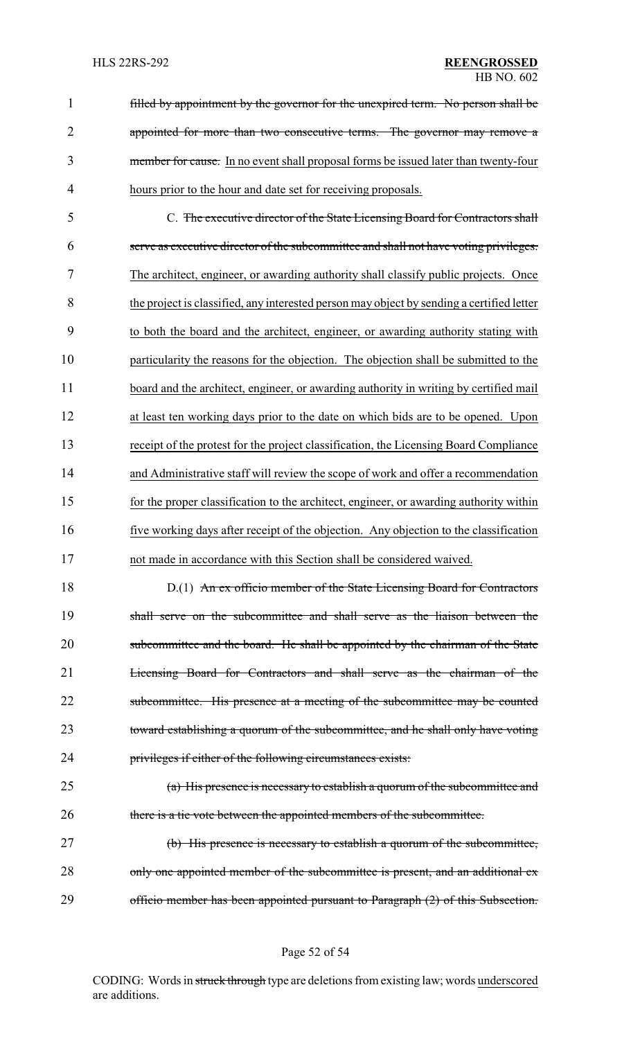filled by appointment by the governor for the unexpired term. No person shall be appointed for more than two consecutive terms. The governor may remove a member for cause. In no event shall proposal forms be issued later than twenty-four hours prior to the hour and date set for receiving proposals.

C. The executive director of the State Licensing Board for Contractors shall serve as executive director of the subcommittee and shall not have voting privileges. The architect, engineer, or awarding authority shall classify public projects. Once the project is classified, any interested person may object by sending a certified letter to both the board and the architect, engineer, or awarding authority stating with particularity the reasons for the objection. The objection shall be submitted to the board and the architect, engineer, or awarding authority in writing by certified mail at least ten working days prior to the date on which bids are to be opened. Upon receipt of the protest for the project classification, the Licensing Board Compliance and Administrative staff will review the scope of work and offer a recommendation for the proper classification to the architect, engineer, or awarding authority within five working days after receipt of the objection. Any objection to the classification not made in accordance with this Section shall be considered waived.

D.(1) An ex officio member of the State Licensing Board for Contractors shall serve on the subcommittee and shall serve as the liaison between the subcommittee and the board. He shall be appointed by the chairman of the State Licensing Board for Contractors and shall serve as the chairman of the subcommittee. His presence at a meeting of the subcommittee may be counted toward establishing a quorum of the subcommittee, and he shall only have voting privileges if either of the following circumstances exists:

(a) His presence is necessary to establish a quorum of the subcommittee and there is a tie vote between the appointed members of the subcommittee.

(b) His presence is necessary to establish a quorum of the subcommittee, only one appointed member of the subcommittee is present, and an additional ex officio member has been appointed pursuant to Paragraph (2) of this Subsection.

CODING: Words in struck through type are deletions from existing law; words underscored are additions.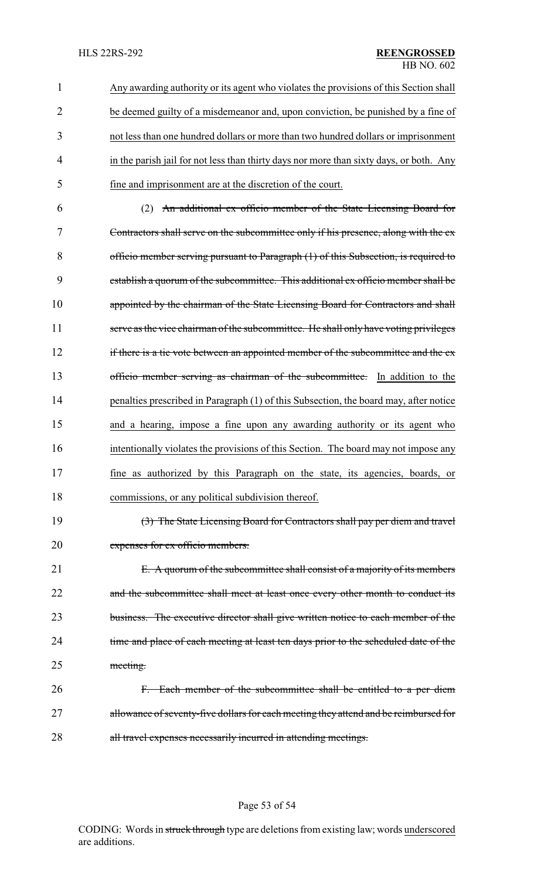Any awarding authority or its agent who violates the provisions of this Section shall be deemed guilty of a misdemeanor and, upon conviction, be punished by a fine of not less than one hundred dollars or more than two hundred dollars or imprisonment in the parish jail for not less than thirty days nor more than sixty days, or both. Any fine and imprisonment are at the discretion of the court.

(2) ~~An additional ex officio member of the State Licensing Board for Contractors shall serve on the subcommittee only if his presence, along with the ex officio member serving pursuant to Paragraph (1) of this Subsection, is required to establish a quorum of the subcommittee. This additional ex officio member shall be appointed by the chairman of the State Licensing Board for Contractors and shall serve as the vice chairman of the subcommittee. He shall only have voting privileges if there is a tie vote between an appointed member of the subcommittee and the ex officio member serving as chairman of the subcommittee.~~ In addition to the penalties prescribed in Paragraph (1) of this Subsection, the board may, after notice and a hearing, impose a fine upon any awarding authority or its agent who intentionally violates the provisions of this Section. The board may not impose any fine as authorized by this Paragraph on the state, its agencies, boards, or commissions, or any political subdivision thereof.

~~(3) The State Licensing Board for Contractors shall pay per diem and travel expenses for ex officio members.~~

~~E. A quorum of the subcommittee shall consist of a majority of its members and the subcommittee shall meet at least once every other month to conduct its business. The executive director shall give written notice to each member of the time and place of each meeting at least ten days prior to the scheduled date of the meeting.~~

~~F. Each member of the subcommittee shall be entitled to a per diem allowance of seventy-five dollars for each meeting they attend and be reimbursed for all travel expenses necessarily incurred in attending meetings.~~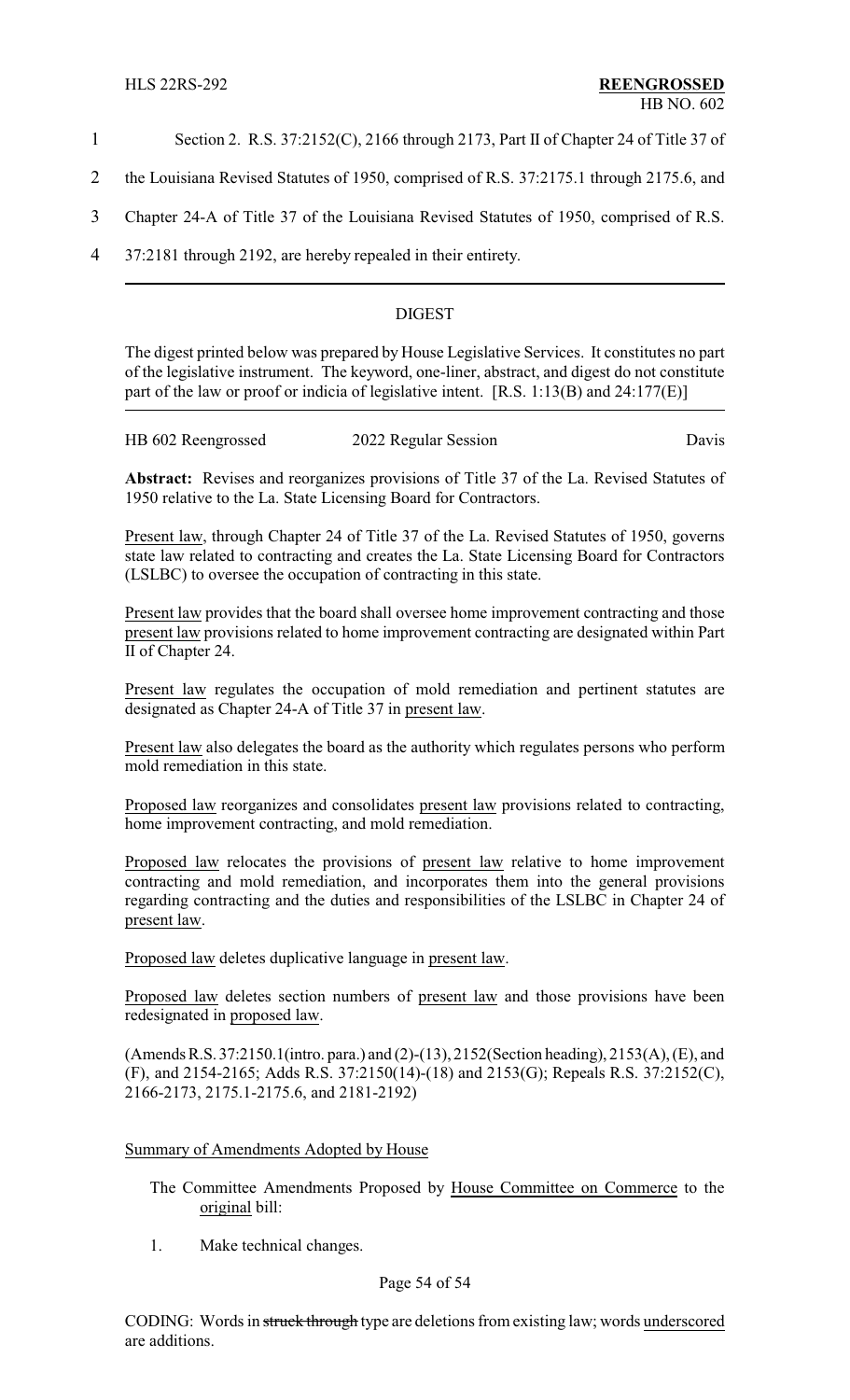Section 2. R.S. 37:2152(C), 2166 through 2173, Part II of Chapter 24 of Title 37 of the Louisiana Revised Statutes of 1950, comprised of R.S. 37:2175.1 through 2175.6, and Chapter 24-A of Title 37 of the Louisiana Revised Statutes of 1950, comprised of R.S. 37:2181 through 2192, are hereby repealed in their entirety.

---

## DIGEST

The digest printed below was prepared by House Legislative Services. It constitutes no part of the legislative instrument. The keyword, one-liner, abstract, and digest do not constitute part of the law or proof or indicia of legislative intent. [R.S. 1:13(B) and 24:177(E)]

---

HB 602 Reengrossed | 2022 Regular Session | Davis

**Abstract:** Revises and reorganizes provisions of Title 37 of the La. Revised Statutes of 1950 relative to the La. State Licensing Board for Contractors.

Present law, through Chapter 24 of Title 37 of the La. Revised Statutes of 1950, governs state law related to contracting and creates the La. State Licensing Board for Contractors (LSLBC) to oversee the occupation of contracting in this state.

Present law provides that the board shall oversee home improvement contracting and those present law provisions related to home improvement contracting are designated within Part II of Chapter 24.

Present law regulates the occupation of mold remediation and pertinent statutes are designated as Chapter 24-A of Title 37 in present law.

Present law also delegates the board as the authority which regulates persons who perform mold remediation in this state.

Proposed law reorganizes and consolidates present law provisions related to contracting, home improvement contracting, and mold remediation.

Proposed law relocates the provisions of present law relative to home improvement contracting and mold remediation, and incorporates them into the general provisions regarding contracting and the duties and responsibilities of the LSLBC in Chapter 24 of present law.

Proposed law deletes duplicative language in present law.

Proposed law deletes section numbers of present law and those provisions have been redesignated in proposed law.

(Amends R.S. 37:2150.1(intro. para.) and (2)-(13), 2152(Section heading), 2153(A), (E), and (F), and 2154-2165; Adds R.S. 37:2150(14)-(18) and 2153(G); Repeals R.S. 37:2152(C), 2166-2173, 2175.1-2175.6, and 2181-2192)

Summary of Amendments Adopted by House

The Committee Amendments Proposed by House Committee on Commerce to the original bill:

1. Make technical changes.

CODING: Words in ~~struck through~~ type are deletions from existing law; words underscored are additions.